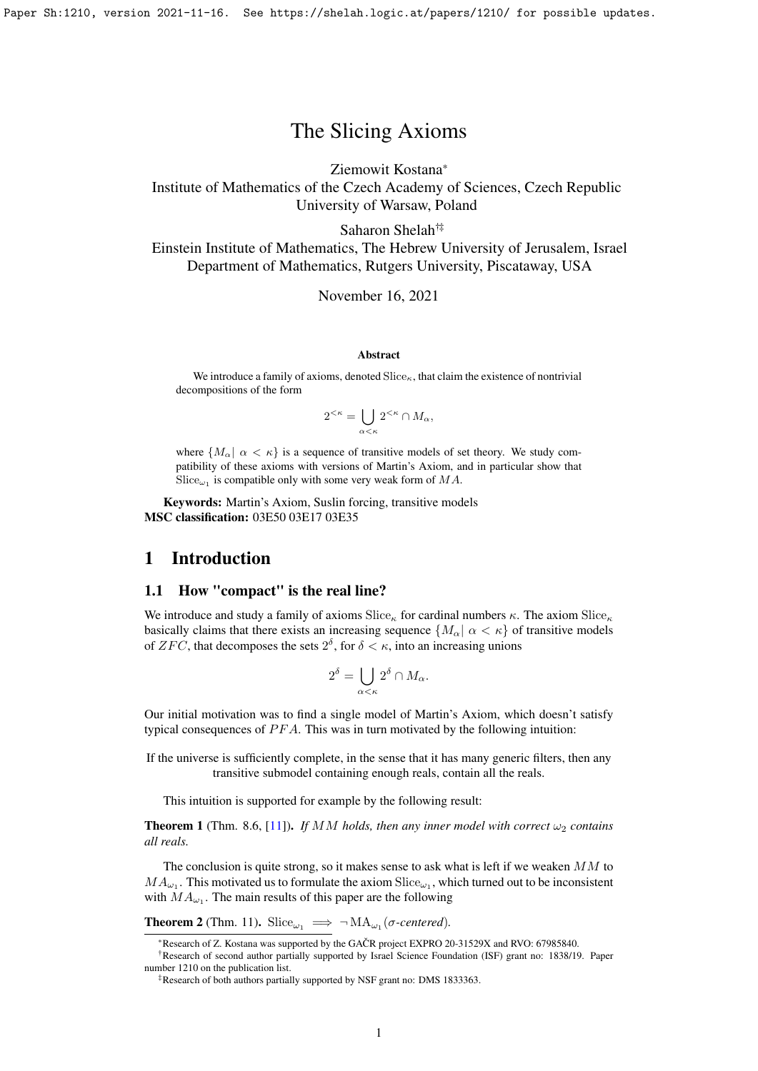# The Slicing Axioms

Ziemowit Kostana*
Institute of Mathematics of the Czech Academy of Sciences, Czech Republic
University of Warsaw, Poland

Saharon Shelah†‡
Einstein Institute of Mathematics, The Hebrew University of Jerusalem, Israel
Department of Mathematics, Rutgers University, Piscataway, USA

November 16, 2021

### Abstract

We introduce a family of axioms, denoted $\mathrm{Slice}_\kappa$, that claim the existence of nontrivial decompositions of the form

$$2^{<\kappa} = \bigcup_{\alpha<\kappa} 2^{<\kappa} \cap M_\alpha,$$

where $\{M_\alpha |\ \alpha < \kappa\}$ is a sequence of transitive models of set theory. We study compatibility of these axioms with versions of Martin's Axiom, and in particular show that $\mathrm{Slice}_{\omega_1}$ is compatible only with some very weak form of $MA$.

**Keywords:** Martin's Axiom, Suslin forcing, transitive models
**MSC classification:** 03E50 03E17 03E35

## 1 Introduction

### 1.1 How "compact" is the real line?

We introduce and study a family of axioms $\mathrm{Slice}_\kappa$ for cardinal numbers $\kappa$. The axiom $\mathrm{Slice}_\kappa$ basically claims that there exists an increasing sequence $\{M_\alpha |\ \alpha < \kappa\}$ of transitive models of $ZFC$, that decomposes the sets $2^\delta$, for $\delta < \kappa$, into an increasing unions

$$2^\delta = \bigcup_{\alpha<\kappa} 2^\delta \cap M_\alpha.$$

Our initial motivation was to find a single model of Martin's Axiom, which doesn't satisfy typical consequences of $PFA$. This was in turn motivated by the following intuition:

If the universe is sufficiently complete, in the sense that it has many generic filters, then any transitive submodel containing enough reals, contain all the reals.

This intuition is supported for example by the following result:

**Theorem 1** (Thm. 8.6, [11]). *If $MM$ holds, then any inner model with correct $\omega_2$ contains all reals.*

The conclusion is quite strong, so it makes sense to ask what is left if we weaken $MM$ to $MA_{\omega_1}$. This motivated us to formulate the axiom $\mathrm{Slice}_{\omega_1}$, which turned out to be inconsistent with $MA_{\omega_1}$. The main results of this paper are the following

**Theorem 2** (Thm. 11). $\mathrm{Slice}_{\omega_1} \implies \neg\, \mathrm{MA}_{\omega_1}(\sigma$*-centered*$)$.

---

*Research of Z. Kostana was supported by the GAČR project EXPRO 20-31529X and RVO: 67985840.

†Research of second author partially supported by Israel Science Foundation (ISF) grant no: 1838/19. Paper number 1210 on the publication list.

‡Research of both authors partially supported by NSF grant no: DMS 1833363.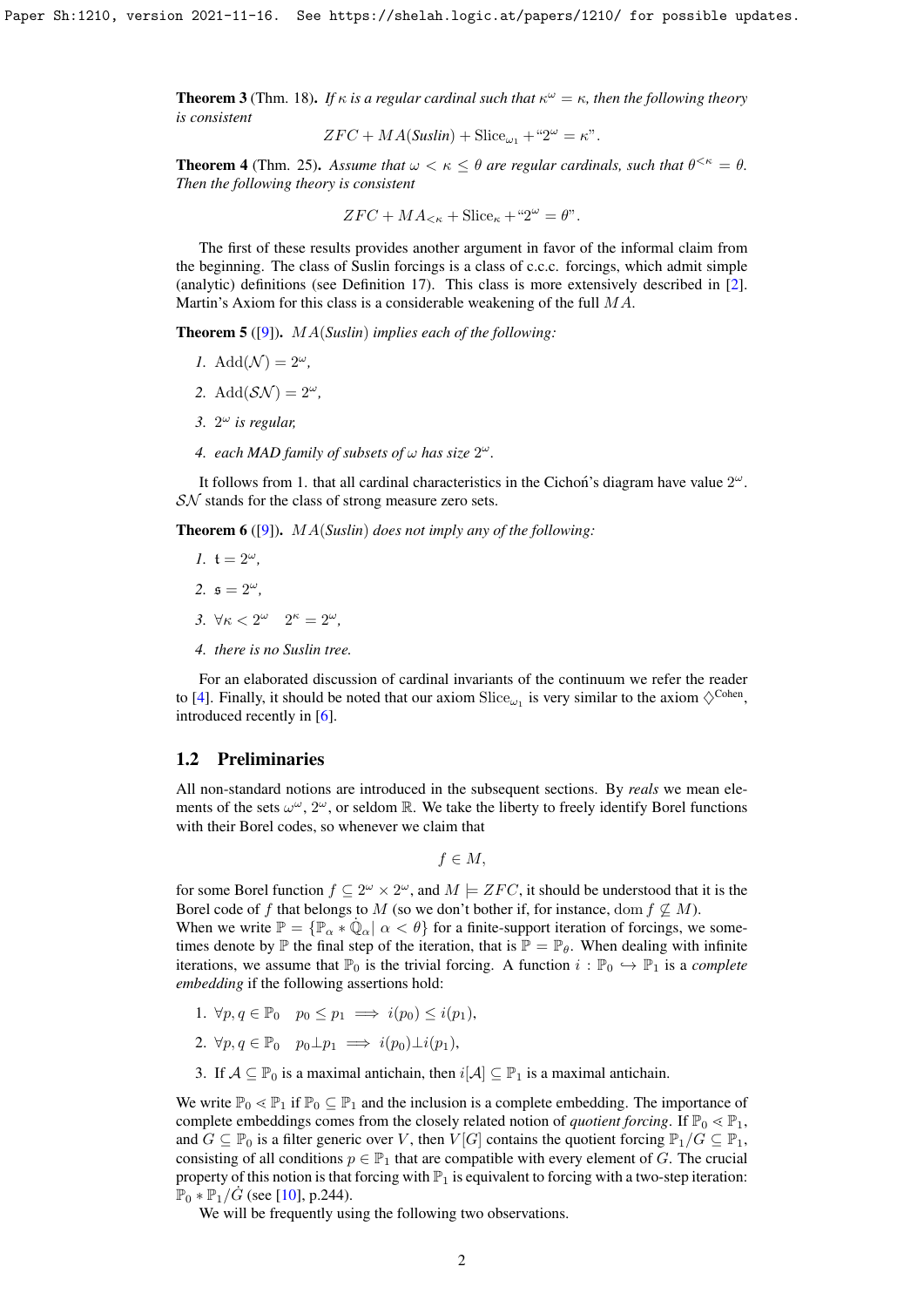**Theorem 3** (Thm. 18). *If $\kappa$ is a regular cardinal such that $\kappa^\omega = \kappa$, then the following theory is consistent*

$$ZFC + MA(\textit{Suslin}) + \mathrm{Slice}_{\omega_1} + \text{“}2^\omega = \kappa\text{”}.$$

**Theorem 4** (Thm. 25). *Assume that $\omega < \kappa \leq \theta$ are regular cardinals, such that $\theta^{<\kappa} = \theta$. Then the following theory is consistent*

$$ZFC + MA_{<\kappa} + \mathrm{Slice}_\kappa + \text{“}2^\omega = \theta\text{”}.$$

The first of these results provides another argument in favor of the informal claim from the beginning. The class of Suslin forcings is a class of c.c.c. forcings, which admit simple (analytic) definitions (see Definition 17). This class is more extensively described in [2]. Martin's Axiom for this class is a considerable weakening of the full $MA$.

**Theorem 5** ([9]). *$MA(\textit{Suslin})$ implies each of the following:*

1. $\mathrm{Add}(\mathcal{N}) = 2^\omega$,
2. $\mathrm{Add}(\mathcal{SN}) = 2^\omega$,
3. $2^\omega$ *is regular,*
4. *each MAD family of subsets of $\omega$ has size $2^\omega$.*

It follows from 1. that all cardinal characteristics in the Cichoń's diagram have value $2^\omega$. $\mathcal{SN}$ stands for the class of strong measure zero sets.

**Theorem 6** ([9]). *$MA(\textit{Suslin})$ does not imply any of the following:*

1. $\mathfrak{t} = 2^\omega$,
2. $\mathfrak{s} = 2^\omega$,
3. $\forall \kappa < 2^\omega \quad 2^\kappa = 2^\omega$,
4. *there is no Suslin tree.*

For an elaborated discussion of cardinal invariants of the continuum we refer the reader to [4]. Finally, it should be noted that our axiom $\mathrm{Slice}_{\omega_1}$ is very similar to the axiom $\diamondsuit^{\mathrm{Cohen}}$, introduced recently in [6].

## 1.2 Preliminaries

All non-standard notions are introduced in the subsequent sections. By *reals* we mean elements of the sets $\omega^\omega$, $2^\omega$, or seldom $\mathbb{R}$. We take the liberty to freely identify Borel functions with their Borel codes, so whenever we claim that

$$f \in M,$$

for some Borel function $f \subseteq 2^\omega \times 2^\omega$, and $M \models ZFC$, it should be understood that it is the Borel code of $f$ that belongs to $M$ (so we don't bother if, for instance, $\mathrm{dom}\, f \not\subseteq M$).
When we write $\mathbb{P} = \{\mathbb{P}_\alpha * \dot{\mathbb{Q}}_\alpha |\ \alpha < \theta\}$ for a finite-support iteration of forcings, we sometimes denote by $\mathbb{P}$ the final step of the iteration, that is $\mathbb{P} = \mathbb{P}_\theta$. When dealing with infinite iterations, we assume that $\mathbb{P}_0$ is the trivial forcing. A function $i : \mathbb{P}_0 \hookrightarrow \mathbb{P}_1$ is a *complete embedding* if the following assertions hold:

1. $\forall p, q \in \mathbb{P}_0 \quad p_0 \leq p_1 \implies i(p_0) \leq i(p_1)$,
2. $\forall p, q \in \mathbb{P}_0 \quad p_0 \perp p_1 \implies i(p_0) \perp i(p_1)$,
3. If $\mathcal{A} \subseteq \mathbb{P}_0$ is a maximal antichain, then $i[\mathcal{A}] \subseteq \mathbb{P}_1$ is a maximal antichain.

We write $\mathbb{P}_0 \lessdot \mathbb{P}_1$ if $\mathbb{P}_0 \subseteq \mathbb{P}_1$ and the inclusion is a complete embedding. The importance of complete embeddings comes from the closely related notion of *quotient forcing*. If $\mathbb{P}_0 \lessdot \mathbb{P}_1$, and $G \subseteq \mathbb{P}_0$ is a filter generic over $V$, then $V[G]$ contains the quotient forcing $\mathbb{P}_1/G \subseteq \mathbb{P}_1$, consisting of all conditions $p \in \mathbb{P}_1$ that are compatible with every element of $G$. The crucial property of this notion is that forcing with $\mathbb{P}_1$ is equivalent to forcing with a two-step iteration: $\mathbb{P}_0 * \mathbb{P}_1/\dot{G}$ (see [10], p.244).

We will be frequently using the following two observations.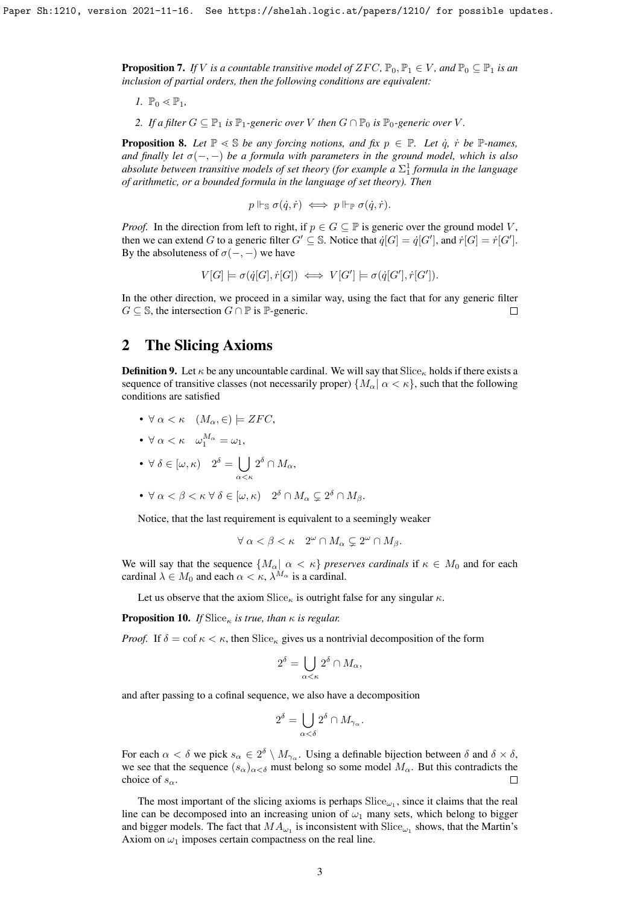**Proposition 7.** *If $V$ is a countable transitive model of $ZFC$, $\mathbb{P}_0, \mathbb{P}_1 \in V$, and $\mathbb{P}_0 \subseteq \mathbb{P}_1$ is an inclusion of partial orders, then the following conditions are equivalent:*

1. $\mathbb{P}_0 \lessdot \mathbb{P}_1$,
2. *If a filter $G \subseteq \mathbb{P}_1$ is $\mathbb{P}_1$-generic over $V$ then $G \cap \mathbb{P}_0$ is $\mathbb{P}_0$-generic over $V$.*

**Proposition 8.** *Let $\mathbb{P} \lessdot \mathbb{S}$ be any forcing notions, and fix $p \in \mathbb{P}$. Let $\dot{q}$, $\dot{r}$ be $\mathbb{P}$-names, and finally let $\sigma(-,-)$ be a formula with parameters in the ground model, which is also absolute between transitive models of set theory (for example a $\Sigma^1_1$ formula in the language of arithmetic, or a bounded formula in the language of set theory). Then*

$$p \Vdash_{\mathbb{S}} \sigma(\dot{q}, \dot{r}) \iff p \Vdash_{\mathbb{P}} \sigma(\dot{q}, \dot{r}).$$

*Proof.* In the direction from left to right, if $p \in G \subseteq \mathbb{P}$ is generic over the ground model $V$, then we can extend $G$ to a generic filter $G' \subseteq \mathbb{S}$. Notice that $\dot{q}[G] = \dot{q}[G']$, and $\dot{r}[G] = \dot{r}[G']$. By the absoluteness of $\sigma(-,-)$ we have

$$V[G] \models \sigma(\dot{q}[G], \dot{r}[G]) \iff V[G'] \models \sigma(\dot{q}[G'], \dot{r}[G']).$$

In the other direction, we proceed in a similar way, using the fact that for any generic filter $G \subseteq \mathbb{S}$, the intersection $G \cap \mathbb{P}$ is $\mathbb{P}$-generic. $\square$

## 2 The Slicing Axioms

**Definition 9.** Let $\kappa$ be any uncountable cardinal. We will say that $\mathrm{Slice}_\kappa$ holds if there exists a sequence of transitive classes (not necessarily proper) $\{M_\alpha \mid \alpha < \kappa\}$, such that the following conditions are satisfied

- $\forall\, \alpha < \kappa \quad (M_\alpha, \in) \models ZFC$,
- $\forall\, \alpha < \kappa \quad \omega_1^{M_\alpha} = \omega_1$,
- $\forall\, \delta \in [\omega, \kappa) \quad 2^\delta = \bigcup_{\alpha<\kappa} 2^\delta \cap M_\alpha$,
- $\forall\, \alpha < \beta < \kappa\ \forall\, \delta \in [\omega, \kappa) \quad 2^\delta \cap M_\alpha \subsetneq 2^\delta \cap M_\beta$.

Notice, that the last requirement is equivalent to a seemingly weaker

$$\forall\, \alpha < \beta < \kappa \quad 2^\omega \cap M_\alpha \subsetneq 2^\omega \cap M_\beta.$$

We will say that the sequence $\{M_\alpha \mid \alpha < \kappa\}$ *preserves cardinals* if $\kappa \in M_0$ and for each cardinal $\lambda \in M_0$ and each $\alpha < \kappa$, $\lambda^{M_\alpha}$ is a cardinal.

Let us observe that the axiom $\mathrm{Slice}_\kappa$ is outright false for any singular $\kappa$.

**Proposition 10.** *If $\mathrm{Slice}_\kappa$ is true, than $\kappa$ is regular.*

*Proof.* If $\delta = \operatorname{cof} \kappa < \kappa$, then $\mathrm{Slice}_\kappa$ gives us a nontrivial decomposition of the form

$$2^\delta = \bigcup_{\alpha<\kappa} 2^\delta \cap M_\alpha,$$

and after passing to a cofinal sequence, we also have a decomposition

$$2^\delta = \bigcup_{\alpha<\delta} 2^\delta \cap M_{\gamma_\alpha}.$$

For each $\alpha < \delta$ we pick $s_\alpha \in 2^\delta \setminus M_{\gamma_\alpha}$. Using a definable bijection between $\delta$ and $\delta \times \delta$, we see that the sequence $(s_\alpha)_{\alpha<\delta}$ must belong so some model $M_\alpha$. But this contradicts the choice of $s_\alpha$. $\square$

The most important of the slicing axioms is perhaps $\mathrm{Slice}_{\omega_1}$, since it claims that the real line can be decomposed into an increasing union of $\omega_1$ many sets, which belong to bigger and bigger models. The fact that $MA_{\omega_1}$ is inconsistent with $\mathrm{Slice}_{\omega_1}$ shows, that the Martin's Axiom on $\omega_1$ imposes certain compactness on the real line.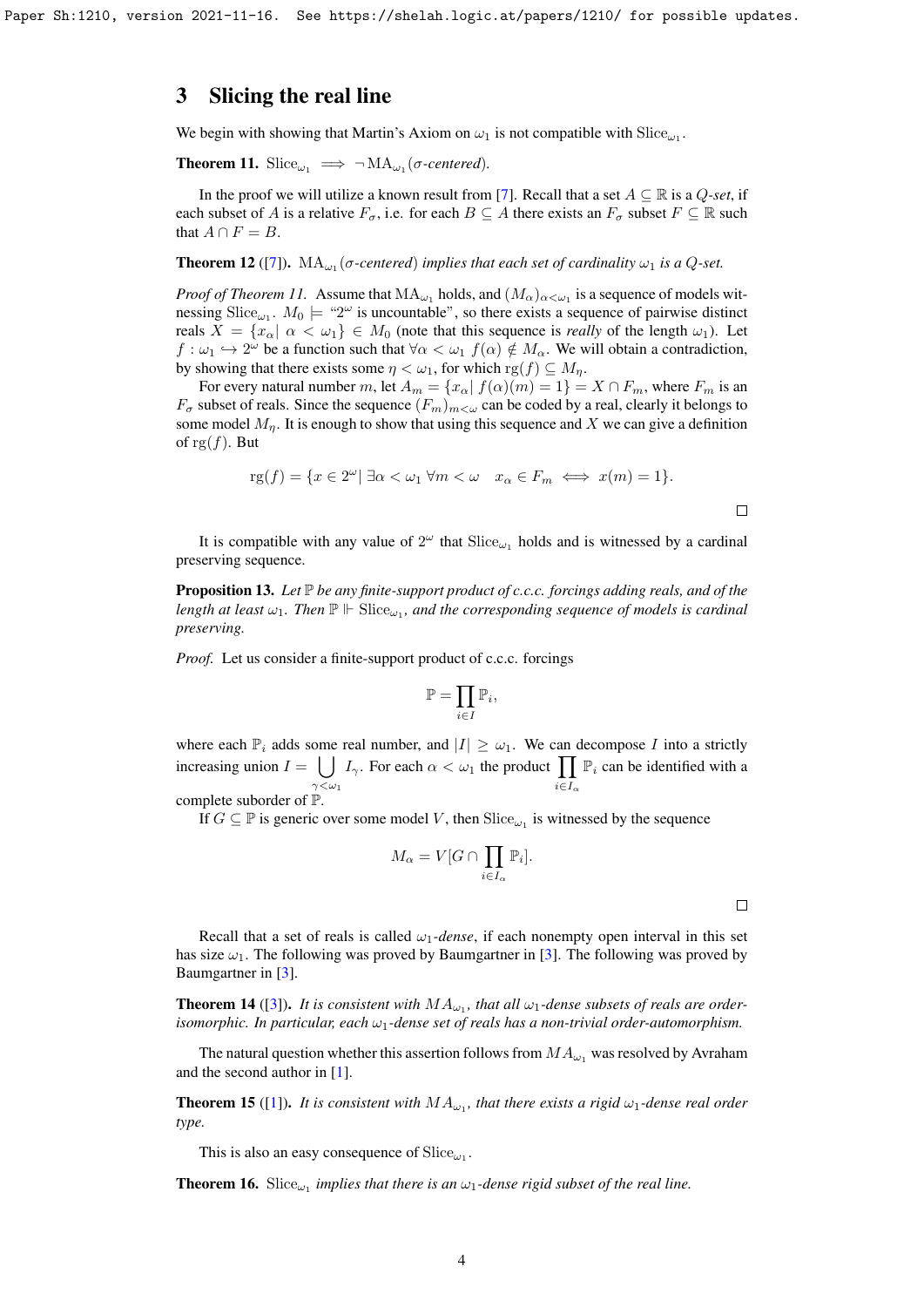# 3 Slicing the real line

We begin with showing that Martin's Axiom on $\omega_1$ is not compatible with $\mathrm{Slice}_{\omega_1}$.

**Theorem 11.** $\mathrm{Slice}_{\omega_1} \implies \neg\,\mathrm{MA}_{\omega_1}(\sigma\text{-centered})$.

In the proof we will utilize a known result from [7]. Recall that a set $A \subseteq \mathbb{R}$ is a *Q-set*, if each subset of $A$ is a relative $F_\sigma$, i.e. for each $B \subseteq A$ there exists an $F_\sigma$ subset $F \subseteq \mathbb{R}$ such that $A \cap F = B$.

**Theorem 12** ([7])**.** *$\mathrm{MA}_{\omega_1}(\sigma$-centered$)$ implies that each set of cardinality $\omega_1$ is a Q-set.*

*Proof of Theorem 11.* Assume that $\mathrm{MA}_{\omega_1}$ holds, and $(M_\alpha)_{\alpha<\omega_1}$ is a sequence of models witnessing $\mathrm{Slice}_{\omega_1}$. $M_0 \models$ "$2^\omega$ is uncountable", so there exists a sequence of pairwise distinct reals $X = \{x_\alpha |\ \alpha < \omega_1\} \in M_0$ (note that this sequence is *really* of the length $\omega_1$). Let $f : \omega_1 \hookrightarrow 2^\omega$ be a function such that $\forall \alpha < \omega_1\ f(\alpha) \notin M_\alpha$. We will obtain a contradiction, by showing that there exists some $\eta < \omega_1$, for which $\mathrm{rg}(f) \subseteq M_\eta$.

For every natural number $m$, let $A_m = \{x_\alpha |\ f(\alpha)(m) = 1\} = X \cap F_m$, where $F_m$ is an $F_\sigma$ subset of reals. Since the sequence $(F_m)_{m<\omega}$ can be coded by a real, clearly it belongs to some model $M_\eta$. It is enough to show that using this sequence and $X$ we can give a definition of $\mathrm{rg}(f)$. But

$$\mathrm{rg}(f) = \{x \in 2^\omega |\ \exists \alpha < \omega_1\ \forall m < \omega \quad x_\alpha \in F_m \iff x(m) = 1\}.$$

□

It is compatible with any value of $2^\omega$ that $\mathrm{Slice}_{\omega_1}$ holds and is witnessed by a cardinal preserving sequence.

**Proposition 13.** *Let $\mathbb{P}$ be any finite-support product of c.c.c. forcings adding reals, and of the length at least $\omega_1$. Then $\mathbb{P} \Vdash \mathrm{Slice}_{\omega_1}$, and the corresponding sequence of models is cardinal preserving.*

*Proof.* Let us consider a finite-support product of c.c.c. forcings

$$\mathbb{P} = \prod_{i\in I} \mathbb{P}_i,$$

where each $\mathbb{P}_i$ adds some real number, and $|I| \geq \omega_1$. We can decompose $I$ into a strictly increasing union $I = \bigcup_{\gamma<\omega_1} I_\gamma$. For each $\alpha < \omega_1$ the product $\prod_{i\in I_\alpha} \mathbb{P}_i$ can be identified with a complete suborder of $\mathbb{P}$.

If $G \subseteq \mathbb{P}$ is generic over some model $V$, then $\mathrm{Slice}_{\omega_1}$ is witnessed by the sequence

$$M_\alpha = V[G \cap \prod_{i\in I_\alpha} \mathbb{P}_i].$$

□

Recall that a set of reals is called *$\omega_1$-dense*, if each nonempty open interval in this set has size $\omega_1$. The following was proved by Baumgartner in [3]. The following was proved by Baumgartner in [3].

**Theorem 14** ([3])**.** *It is consistent with $MA_{\omega_1}$, that all $\omega_1$-dense subsets of reals are order-isomorphic. In particular, each $\omega_1$-dense set of reals has a non-trivial order-automorphism.*

The natural question whether this assertion follows from $MA_{\omega_1}$ was resolved by Avraham and the second author in [1].

**Theorem 15** ([1])**.** *It is consistent with $MA_{\omega_1}$, that there exists a rigid $\omega_1$-dense real order type.*

This is also an easy consequence of $\mathrm{Slice}_{\omega_1}$.

**Theorem 16.** *$\mathrm{Slice}_{\omega_1}$ implies that there is an $\omega_1$-dense rigid subset of the real line.*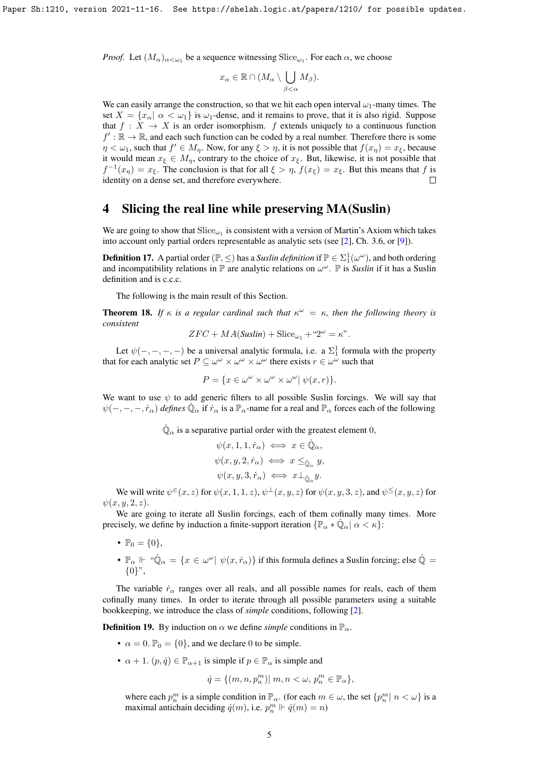*Proof.* Let $(M_\alpha)_{\alpha<\omega_1}$ be a sequence witnessing $\mathrm{Slice}_{\omega_1}$. For each $\alpha$, we choose

$$x_\alpha \in \mathbb{R} \cap (M_\alpha \setminus \bigcup_{\beta<\alpha} M_\beta).$$

We can easily arrange the construction, so that we hit each open interval $\omega_1$-many times. The set $X = \{x_\alpha | \alpha < \omega_1\}$ is $\omega_1$-dense, and it remains to prove, that it is also rigid. Suppose that $f : X \to X$ is an order isomorphism. $f$ extends uniquely to a continuous function $f' : \mathbb{R} \to \mathbb{R}$, and each such function can be coded by a real number. Therefore there is some $\eta < \omega_1$, such that $f' \in M_\eta$. Now, for any $\xi > \eta$, it is not possible that $f(x_\eta) = x_\xi$, because it would mean $x_\xi \in M_\eta$, contrary to the choice of $x_\xi$. But, likewise, it is not possible that $f^{-1}(x_\eta) = x_\xi$. The conclusion is that for all $\xi > \eta$, $f(x_\xi) = x_\xi$. But this means that $f$ is identity on a dense set, and therefore everywhere. □

# 4 Slicing the real line while preserving MA(Suslin)

We are going to show that $\mathrm{Slice}_{\omega_1}$ is consistent with a version of Martin's Axiom which takes into account only partial orders representable as analytic sets (see [2], Ch. 3.6, or [9]).

**Definition 17.** A partial order $(\mathbb{P}, \leq)$ has a *Suslin definition* if $\mathbb{P} \in \Sigma^1_1(\omega^\omega)$, and both ordering and incompatibility relations in $\mathbb{P}$ are analytic relations on $\omega^\omega$. $\mathbb{P}$ is *Suslin* if it has a Suslin definition and is c.c.c.

The following is the main result of this Section.

**Theorem 18.** *If $\kappa$ is a regular cardinal such that $\kappa^\omega = \kappa$, then the following theory is consistent*

$$ZFC + MA(\textit{Suslin}) + \mathrm{Slice}_{\omega_1} + \text{“}2^\omega = \kappa\text{”}.$$

Let $\psi(-,-,-,-)$ be a universal analytic formula, i.e. a $\Sigma^1_1$ formula with the property that for each analytic set $P \subseteq \omega^\omega \times \omega^\omega \times \omega^\omega$ there exists $r \in \omega^\omega$ such that

$$P = \{x \in \omega^\omega \times \omega^\omega \times \omega^\omega | \psi(x, r)\}.$$

We want to use $\psi$ to add generic filters to all possible Suslin forcings. We will say that $\psi(-,-,-,\dot{r}_\alpha)$ *defines* $\dot{\mathbb{Q}}_\alpha$ if $\dot{r}_\alpha$ is a $\mathbb{P}_\alpha$-name for a real and $\mathbb{P}_\alpha$ forces each of the following

$$\dot{\mathbb{Q}}_\alpha \text{ is a separative partial order with the greatest element } 0,$$

$$\psi(x, 1, 1, \dot{r}_\alpha) \iff x \in \dot{\mathbb{Q}}_\alpha,$$

$$\psi(x, y, 2, \dot{r}_\alpha) \iff x \leq_{\dot{\mathbb{Q}}_\alpha} y,$$

$$\psi(x, y, 3, \dot{r}_\alpha) \iff x \perp_{\dot{\mathbb{Q}}_\alpha} y.$$

We will write $\psi^\in(x, z)$ for $\psi(x, 1, 1, z)$, $\psi^\perp(x, y, z)$ for $\psi(x, y, 3, z)$, and $\psi^\leq(x, y, z)$ for $\psi(x, y, 2, z)$.

We are going to iterate all Suslin forcings, each of them cofinally many times. More precisely, we define by induction a finite-support iteration $\{\mathbb{P}_\alpha * \dot{\mathbb{Q}}_\alpha | \alpha < \kappa\}$:

- $\mathbb{P}_0 = \{0\}$,
- $\mathbb{P}_\alpha \Vdash$ “$\dot{\mathbb{Q}}_\alpha = \{x \in \omega^\omega | \psi(x, \dot{r}_\alpha)\}$ if this formula defines a Suslin forcing; else $\dot{\mathbb{Q}} = \{0\}$”,

The variable $\dot{r}_\alpha$ ranges over all reals, and all possible names for reals, each of them cofinally many times. In order to iterate through all possible parameters using a suitable bookkeeping, we introduce the class of *simple* conditions, following [2].

**Definition 19.** By induction on $\alpha$ we define *simple* conditions in $\mathbb{P}_\alpha$.

- $\alpha = 0$. $\mathbb{P}_0 = \{0\}$, and we declare $0$ to be simple.
- $\alpha + 1$. $(p, \dot{q}) \in \mathbb{P}_{\alpha+1}$ is simple if $p \in \mathbb{P}_\alpha$ is simple and

$$\dot{q} = \{(m, n, p^m_n) | m, n < \omega, p^m_n \in \mathbb{P}_\alpha\},$$

where each $p^m_n$ is a simple condition in $\mathbb{P}_\alpha$. (for each $m \in \omega$, the set $\{p^m_n | n < \omega\}$ is a maximal antichain deciding $\dot{q}(m)$, i.e. $p^m_n \Vdash \dot{q}(m) = n$)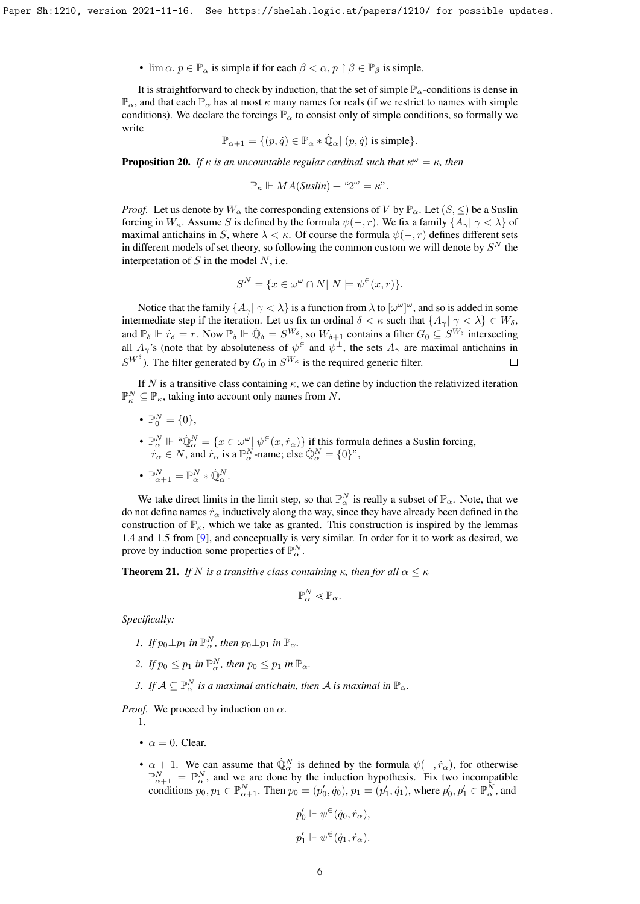- $\lim \alpha$. $p \in \mathbb{P}_\alpha$ is simple if for each $\beta < \alpha$, $p \restriction \beta \in \mathbb{P}_\beta$ is simple.

It is straightforward to check by induction, that the set of simple $\mathbb{P}_\alpha$-conditions is dense in $\mathbb{P}_\alpha$, and that each $\mathbb{P}_\alpha$ has at most $\kappa$ many names for reals (if we restrict to names with simple conditions). We declare the forcings $\mathbb{P}_\alpha$ to consist only of simple conditions, so formally we write

$$\mathbb{P}_{\alpha+1} = \{(p, \dot{q}) \in \mathbb{P}_\alpha * \dot{\mathbb{Q}}_\alpha | \ (p, \dot{q}) \text{ is simple}\}.$$

**Proposition 20.** *If $\kappa$ is an uncountable regular cardinal such that $\kappa^\omega = \kappa$, then*

$$\mathbb{P}_\kappa \Vdash MA(\textit{Suslin}) + \text{“}2^\omega = \kappa\text{”}.$$

*Proof.* Let us denote by $W_\alpha$ the corresponding extensions of $V$ by $\mathbb{P}_\alpha$. Let $(S, \leq)$ be a Suslin forcing in $W_\kappa$. Assume $S$ is defined by the formula $\psi(-, r)$. We fix a family $\{A_\gamma | \ \gamma < \lambda\}$ of maximal antichains in $S$, where $\lambda < \kappa$. Of course the formula $\psi(-, r)$ defines different sets in different models of set theory, so following the common custom we will denote by $S^N$ the interpretation of $S$ in the model $N$, i.e.

$$S^N = \{x \in \omega^\omega \cap N | \ N \models \psi^\in(x, r)\}.$$

Notice that the family $\{A_\gamma | \ \gamma < \lambda\}$ is a function from $\lambda$ to $[\omega^\omega]^\omega$, and so is added in some intermediate step if the iteration. Let us fix an ordinal $\delta < \kappa$ such that $\{A_\gamma | \ \gamma < \lambda\} \in W_\delta$, and $\mathbb{P}_\delta \Vdash \dot{r}_\delta = r$. Now $\mathbb{P}_\delta \Vdash \dot{\mathbb{Q}}_\delta = S^{W_\delta}$, so $W_{\delta+1}$ contains a filter $G_0 \subseteq S^{W_\delta}$ intersecting all $A_\gamma$'s (note that by absoluteness of $\psi^\in$ and $\psi^\perp$, the sets $A_\gamma$ are maximal antichains in $S^{W^\delta}$). The filter generated by $G_0$ in $S^{W_\kappa}$ is the required generic filter. $\square$

If $N$ is a transitive class containing $\kappa$, we can define by induction the relativized iteration $\mathbb{P}_\kappa^N \subseteq \mathbb{P}_\kappa$, taking into account only names from $N$.

- $\mathbb{P}_0^N = \{0\}$,
- $\mathbb{P}_\alpha^N \Vdash$ “$\dot{\mathbb{Q}}_\alpha^N = \{x \in \omega^\omega | \ \psi^\in(x, \dot{r}_\alpha)\}$ if this formula defines a Suslin forcing, $\dot{r}_\alpha \in N$, and $\dot{r}_\alpha$ is a $\mathbb{P}_\alpha^N$-name; else $\dot{\mathbb{Q}}_\alpha^N = \{0\}$”,
- $\mathbb{P}_{\alpha+1}^N = \mathbb{P}_\alpha^N * \dot{\mathbb{Q}}_\alpha^N$.

We take direct limits in the limit step, so that $\mathbb{P}_\alpha^N$ is really a subset of $\mathbb{P}_\alpha$. Note, that we do not define names $\dot{r}_\alpha$ inductively along the way, since they have already been defined in the construction of $\mathbb{P}_\kappa$, which we take as granted. This construction is inspired by the lemmas 1.4 and 1.5 from [9], and conceptually is very similar. In order for it to work as desired, we prove by induction some properties of $\mathbb{P}_\alpha^N$.

**Theorem 21.** *If $N$ is a transitive class containing $\kappa$, then for all $\alpha \leq \kappa$*

$$\mathbb{P}_\alpha^N \lessdot \mathbb{P}_\alpha.$$

*Specifically:*

1. *If $p_0 \perp p_1$ in $\mathbb{P}_\alpha^N$, then $p_0 \perp p_1$ in $\mathbb{P}_\alpha$.*
2. *If $p_0 \leq p_1$ in $\mathbb{P}_\alpha^N$, then $p_0 \leq p_1$ in $\mathbb{P}_\alpha$.*
3. *If $\mathcal{A} \subseteq \mathbb{P}_\alpha^N$ is a maximal antichain, then $\mathcal{A}$ is maximal in $\mathbb{P}_\alpha$.*

*Proof.* We proceed by induction on $\alpha$.

1.

- $\alpha = 0$. Clear.
- $\alpha + 1$. We can assume that $\dot{\mathbb{Q}}_\alpha^N$ is defined by the formula $\psi(-, \dot{r}_\alpha)$, for otherwise $\mathbb{P}_{\alpha+1}^N = \mathbb{P}_\alpha^N$, and we are done by the induction hypothesis. Fix two incompatible conditions $p_0, p_1 \in \mathbb{P}_{\alpha+1}^N$. Then $p_0 = (p_0', \dot{q}_0)$, $p_1 = (p_1', \dot{q}_1)$, where $p_0', p_1' \in \mathbb{P}_\alpha^N$, and

$$p_0' \Vdash \psi^\in(\dot{q}_0, \dot{r}_\alpha),$$

$$p_1' \Vdash \psi^\in(\dot{q}_1, \dot{r}_\alpha).$$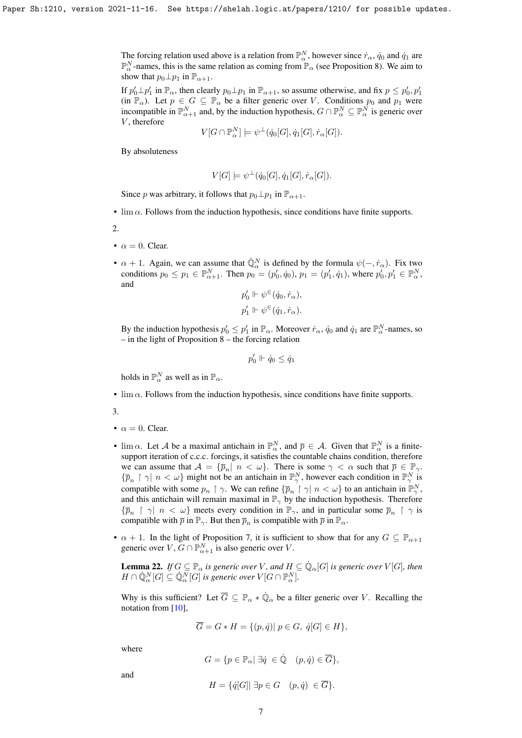The forcing relation used above is a relation from $\mathbb{P}^N_\alpha$, however since $\dot{r}_\alpha$, $\dot{q}_0$ and $\dot{q}_1$ are $\mathbb{P}^N_\alpha$-names, this is the same relation as coming from $\mathbb{P}_\alpha$ (see Proposition 8). We aim to show that $p_0 \perp p_1$ in $\mathbb{P}_{\alpha+1}$.

If $p'_0 \perp p'_1$ in $\mathbb{P}_\alpha$, then clearly $p_0 \perp p_1$ in $\mathbb{P}_{\alpha+1}$, so assume otherwise, and fix $p \leq p'_0, p'_1$ (in $\mathbb{P}_\alpha$). Let $p \in G \subseteq \mathbb{P}_\alpha$ be a filter generic over $V$. Conditions $p_0$ and $p_1$ were incompatible in $\mathbb{P}^N_{\alpha+1}$ and, by the induction hypothesis, $G \cap \mathbb{P}^N_\alpha \subseteq \mathbb{P}^N_\alpha$ is generic over $V$, therefore

$$V[G \cap \mathbb{P}^N_\alpha] \models \psi^\perp(\dot{q}_0[G], \dot{q}_1[G], \dot{r}_\alpha[G]).$$

By absoluteness

$$V[G] \models \psi^\perp(\dot{q}_0[G], \dot{q}_1[G], \dot{r}_\alpha[G]).$$

Since $p$ was arbitrary, it follows that $p_0 \perp p_1$ in $\mathbb{P}_{\alpha+1}$.

- $\lim \alpha$. Follows from the induction hypothesis, since conditions have finite supports.

2.

- $\alpha = 0$. Clear.
- $\alpha + 1$. Again, we can assume that $\dot{\mathbb{Q}}^N_\alpha$ is defined by the formula $\psi(-, \dot{r}_\alpha)$. Fix two conditions $p_0 \leq p_1 \in \mathbb{P}^N_{\alpha+1}$. Then $p_0 = (p'_0, \dot{q}_0)$, $p_1 = (p'_1, \dot{q}_1)$, where $p'_0, p'_1 \in \mathbb{P}^N_\alpha$, and

$$p'_0 \Vdash \psi^\in(\dot{q}_0, \dot{r}_\alpha),$$
$$p'_1 \Vdash \psi^\in(\dot{q}_1, \dot{r}_\alpha).$$

By the induction hypothesis $p'_0 \leq p'_1$ in $\mathbb{P}_\alpha$. Moreover $\dot{r}_\alpha$, $\dot{q}_0$ and $\dot{q}_1$ are $\mathbb{P}^N_\alpha$-names, so – in the light of Proposition 8 – the forcing relation

$$p'_0 \Vdash \dot{q}_0 \leq \dot{q}_1$$

holds in $\mathbb{P}^N_\alpha$ as well as in $\mathbb{P}_\alpha$.

- $\lim \alpha$. Follows from the induction hypothesis, since conditions have finite supports.

3.

- $\alpha = 0$. Clear.
- $\lim \alpha$. Let $\mathcal{A}$ be a maximal antichain in $\mathbb{P}^N_\alpha$, and $\overline{p} \in \mathcal{A}$. Given that $\mathbb{P}^N_\alpha$ is a finite-support iteration of c.c.c. forcings, it satisfies the countable chains condition, therefore we can assume that $\mathcal{A} = \{\overline{p}_n | \ n < \omega\}$. There is some $\gamma < \alpha$ such that $\overline{p} \in \mathbb{P}_\gamma$. $\{\overline{p}_n \restriction \gamma | \ n < \omega\}$ might not be an antichain in $\mathbb{P}^N_\gamma$, however each condition in $\mathbb{P}^N_\gamma$ is compatible with some $p_n \restriction \gamma$. We can refine $\{\overline{p}_n \restriction \gamma | \ n < \omega\}$ to an antichain in $\mathbb{P}^N_\gamma$, and this antichain will remain maximal in $\mathbb{P}_\gamma$ by the induction hypothesis. Therefore $\{\overline{p}_n \restriction \gamma | \ n < \omega\}$ meets every condition in $\mathbb{P}_\gamma$, and in particular some $\overline{p}_n \restriction \gamma$ is compatible with $\overline{p}$ in $\mathbb{P}_\gamma$. But then $\overline{p}_n$ is compatible with $\overline{p}$ in $\mathbb{P}_\alpha$.
- $\alpha + 1$. In the light of Proposition 7, it is sufficient to show that for any $G \subseteq \mathbb{P}_{\alpha+1}$ generic over $V$, $G \cap \mathbb{P}^N_{\alpha+1}$ is also generic over $V$.

**Lemma 22.** *If $G \subseteq \mathbb{P}_\alpha$ is generic over $V$, and $H \subseteq \dot{\mathbb{Q}}_\alpha[G]$ is generic over $V[G]$, then $H \cap \dot{\mathbb{Q}}^N_\alpha[G] \subseteq \dot{\mathbb{Q}}^N_\alpha[G]$ is generic over $V[G \cap \mathbb{P}^N_\alpha]$.*

Why is this sufficient? Let $\overline{G} \subseteq \mathbb{P}_\alpha * \dot{\mathbb{Q}}_\alpha$ be a filter generic over $V$. Recalling the notation from [10],

$$\overline{G} = G * H = \{(p, \dot{q}) | \ p \in G, \ \dot{q}[G] \in H\},$$

where

$$G = \{p \in \mathbb{P}_\alpha | \ \exists \dot{q} \in \dot{\mathbb{Q}} \quad (p, \dot{q}) \in \overline{G}\},$$

and

$$H = \{\dot{q}[G] | \ \exists p \in G \quad (p, \dot{q}) \in \overline{G}\}.$$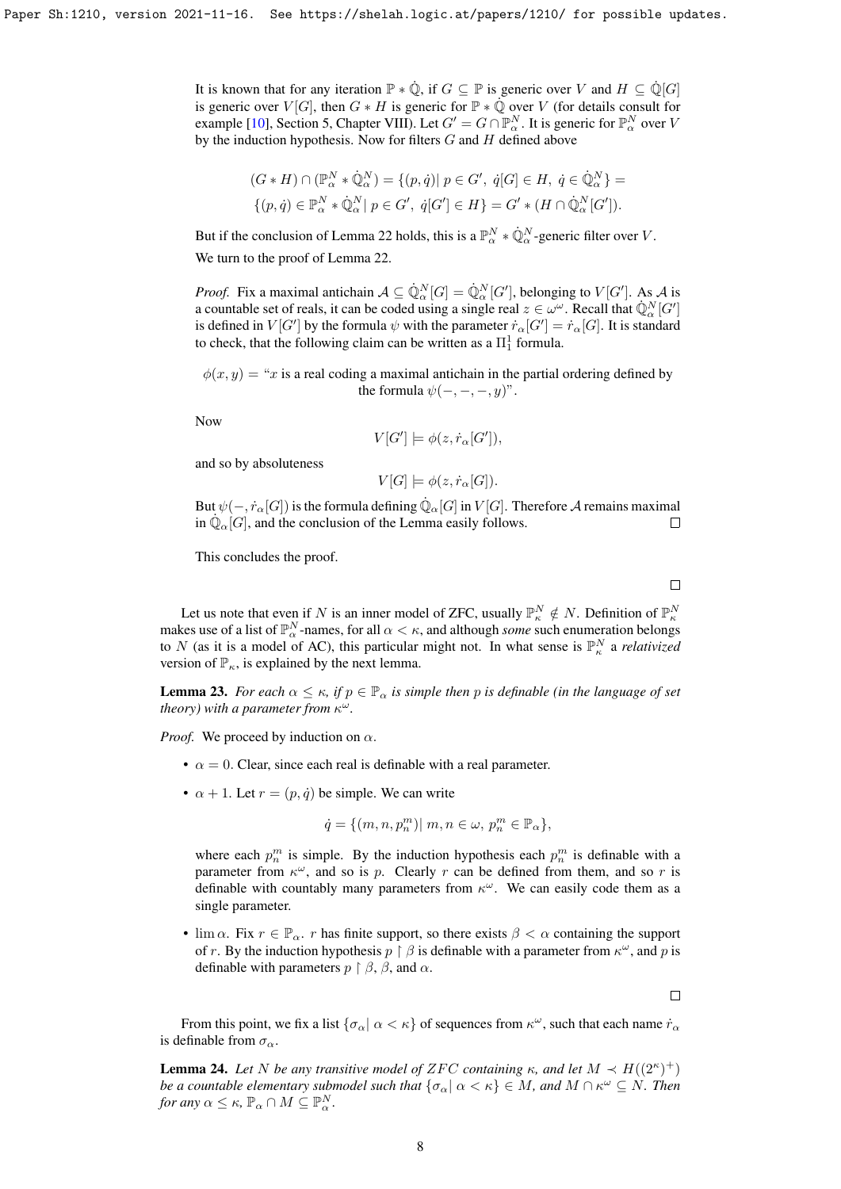It is known that for any iteration $\mathbb{P} * \dot{\mathbb{Q}}$, if $G \subseteq \mathbb{P}$ is generic over $V$ and $H \subseteq \dot{\mathbb{Q}}[G]$ is generic over $V[G]$, then $G * H$ is generic for $\mathbb{P} * \dot{\mathbb{Q}}$ over $V$ (for details consult for example [10], Section 5, Chapter VIII). Let $G' = G \cap \mathbb{P}^N_\alpha$. It is generic for $\mathbb{P}^N_\alpha$ over $V$ by the induction hypothesis. Now for filters $G$ and $H$ defined above

$$(G * H) \cap (\mathbb{P}^N_\alpha * \dot{\mathbb{Q}}^N_\alpha) = \{(p, \dot{q}) |\, p \in G',\ \dot{q}[G] \in H,\ \dot{q} \in \dot{\mathbb{Q}}^N_\alpha\} =$$
$$\{(p, \dot{q}) \in \mathbb{P}^N_\alpha * \dot{\mathbb{Q}}^N_\alpha |\, p \in G',\ \dot{q}[G'] \in H\} = G' * (H \cap \dot{\mathbb{Q}}^N_\alpha[G']).$$

But if the conclusion of Lemma 22 holds, this is a $\mathbb{P}^N_\alpha * \dot{\mathbb{Q}}^N_\alpha$-generic filter over $V$.

We turn to the proof of Lemma 22.

*Proof.* Fix a maximal antichain $\mathcal{A} \subseteq \dot{\mathbb{Q}}^N_\alpha[G] = \dot{\mathbb{Q}}^N_\alpha[G']$, belonging to $V[G']$. As $\mathcal{A}$ is a countable set of reals, it can be coded using a single real $z \in \omega^\omega$. Recall that $\dot{\mathbb{Q}}^N_\alpha[G']$ is defined in $V[G']$ by the formula $\psi$ with the parameter $\dot{r}_\alpha[G'] = \dot{r}_\alpha[G]$. It is standard to check, that the following claim can be written as a $\Pi^1_1$ formula.

$\phi(x, y) =$ "$x$ is a real coding a maximal antichain in the partial ordering defined by the formula $\psi(-, -, -, y)$".

Now
$$V[G'] \models \phi(z, \dot{r}_\alpha[G']),$$

and so by absoluteness
$$V[G] \models \phi(z, \dot{r}_\alpha[G]).$$

But $\psi(-, \dot{r}_\alpha[G])$ is the formula defining $\dot{\mathbb{Q}}_\alpha[G]$ in $V[G]$. Therefore $\mathcal{A}$ remains maximal in $\dot{\mathbb{Q}}_\alpha[G]$, and the conclusion of the Lemma easily follows. $\square$

This concludes the proof.

$\square$

Let us note that even if $N$ is an inner model of ZFC, usually $\mathbb{P}^N_\kappa \notin N$. Definition of $\mathbb{P}^N_\kappa$ makes use of a list of $\mathbb{P}^N_\alpha$-names, for all $\alpha < \kappa$, and although *some* such enumeration belongs to $N$ (as it is a model of AC), this particular might not. In what sense is $\mathbb{P}^N_\kappa$ a *relativized* version of $\mathbb{P}_\kappa$, is explained by the next lemma.

**Lemma 23.** *For each $\alpha \leq \kappa$, if $p \in \mathbb{P}_\alpha$ is simple then $p$ is definable (in the language of set theory) with a parameter from $\kappa^\omega$.*

*Proof.* We proceed by induction on $\alpha$.

- $\alpha = 0$. Clear, since each real is definable with a real parameter.
- $\alpha + 1$. Let $r = (p, \dot{q})$ be simple. We can write
$$\dot{q} = \{(m, n, p^m_n) |\, m, n \in \omega,\ p^m_n \in \mathbb{P}_\alpha\},$$
where each $p^m_n$ is simple. By the induction hypothesis each $p^m_n$ is definable with a parameter from $\kappa^\omega$, and so is $p$. Clearly $r$ can be defined from them, and so $r$ is definable with countably many parameters from $\kappa^\omega$. We can easily code them as a single parameter.
- $\lim \alpha$. Fix $r \in \mathbb{P}_\alpha$. $r$ has finite support, so there exists $\beta < \alpha$ containing the support of $r$. By the induction hypothesis $p \restriction \beta$ is definable with a parameter from $\kappa^\omega$, and $p$ is definable with parameters $p \restriction \beta$, $\beta$, and $\alpha$.

$\square$

From this point, we fix a list $\{\sigma_\alpha |\, \alpha < \kappa\}$ of sequences from $\kappa^\omega$, such that each name $\dot{r}_\alpha$ is definable from $\sigma_\alpha$.

**Lemma 24.** *Let $N$ be any transitive model of $ZFC$ containing $\kappa$, and let $M \prec H((2^\kappa)^+)$ be a countable elementary submodel such that $\{\sigma_\alpha |\, \alpha < \kappa\} \in M$, and $M \cap \kappa^\omega \subseteq N$. Then for any $\alpha \leq \kappa$, $\mathbb{P}_\alpha \cap M \subseteq \mathbb{P}^N_\alpha$.*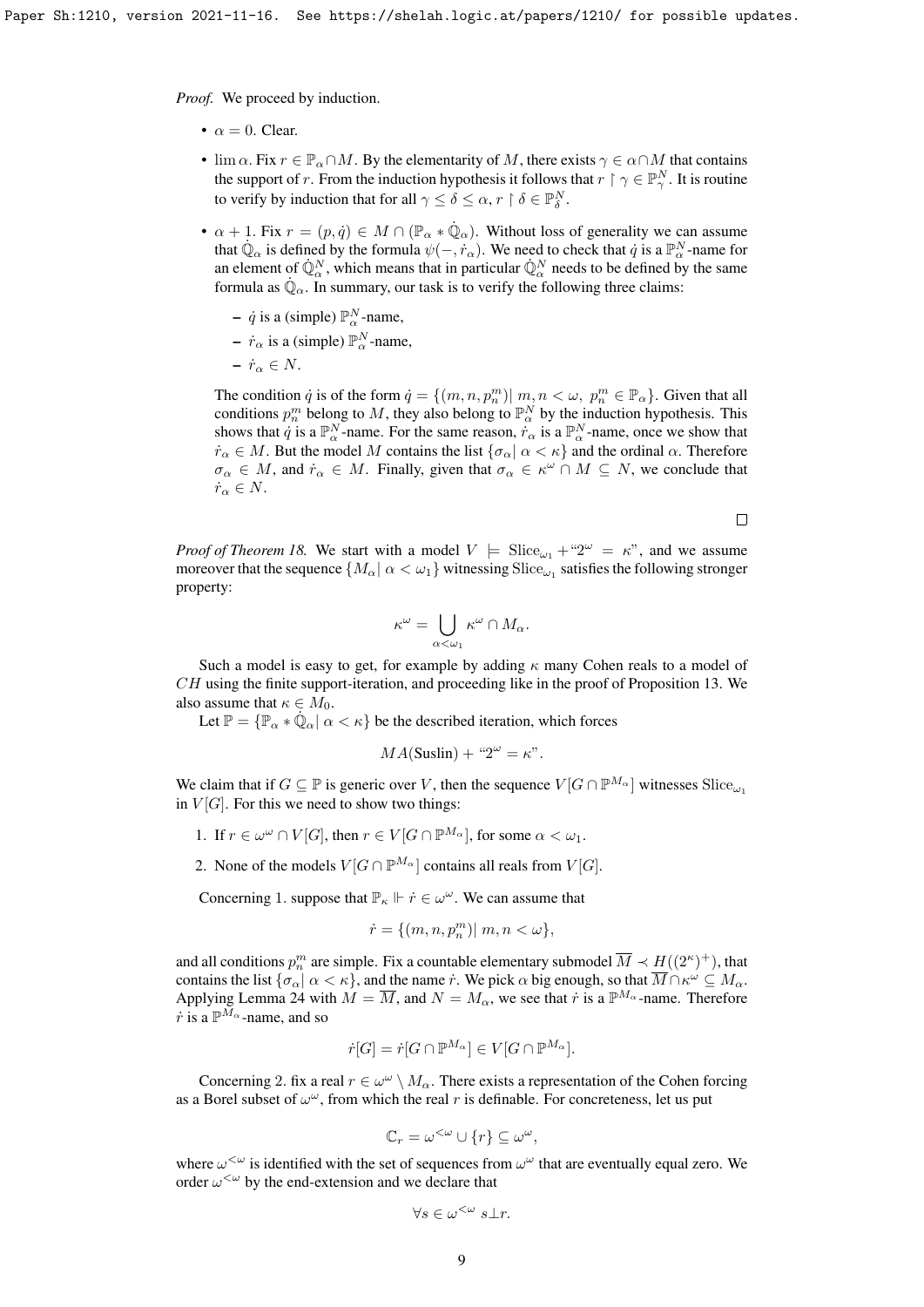*Proof.* We proceed by induction.

- $\alpha = 0$. Clear.
- $\lim \alpha$. Fix $r \in \mathbb{P}_\alpha \cap M$. By the elementarity of $M$, there exists $\gamma \in \alpha \cap M$ that contains the support of $r$. From the induction hypothesis it follows that $r \restriction \gamma \in \mathbb{P}^N_\gamma$. It is routine to verify by induction that for all $\gamma \leq \delta \leq \alpha$, $r \restriction \delta \in \mathbb{P}^N_\delta$.
- $\alpha + 1$. Fix $r = (p, \dot{q}) \in M \cap (\mathbb{P}_\alpha * \dot{\mathbb{Q}}_\alpha)$. Without loss of generality we can assume that $\dot{\mathbb{Q}}_\alpha$ is defined by the formula $\psi(-, \dot{r}_\alpha)$. We need to check that $\dot{q}$ is a $\mathbb{P}^N_\alpha$-name for an element of $\dot{\mathbb{Q}}^N_\alpha$, which means that in particular $\dot{\mathbb{Q}}^N_\alpha$ needs to be defined by the same formula as $\dot{\mathbb{Q}}_\alpha$. In summary, our task is to verify the following three claims:
  - $\dot{q}$ is a (simple) $\mathbb{P}^N_\alpha$-name,
  - $\dot{r}_\alpha$ is a (simple) $\mathbb{P}^N_\alpha$-name,
  - $\dot{r}_\alpha \in N$.

  The condition $\dot{q}$ is of the form $\dot{q} = \{(m, n, p^m_n) | \; m, n < \omega, \; p^m_n \in \mathbb{P}_\alpha\}$. Given that all conditions $p^m_n$ belong to $M$, they also belong to $\mathbb{P}^N_\alpha$ by the induction hypothesis. This shows that $\dot{q}$ is a $\mathbb{P}^N_\alpha$-name. For the same reason, $\dot{r}_\alpha$ is a $\mathbb{P}^N_\alpha$-name, once we show that $\dot{r}_\alpha \in M$. But the model $M$ contains the list $\{\sigma_\alpha | \; \alpha < \kappa\}$ and the ordinal $\alpha$. Therefore $\sigma_\alpha \in M$, and $\dot{r}_\alpha \in M$. Finally, given that $\sigma_\alpha \in \kappa^\omega \cap M \subseteq N$, we conclude that $\dot{r}_\alpha \in N$.

$\square$

*Proof of Theorem 18.* We start with a model $V \models \text{Slice}_{\omega_1} +$ "$2^\omega = \kappa$", and we assume moreover that the sequence $\{M_\alpha | \; \alpha < \omega_1\}$ witnessing $\text{Slice}_{\omega_1}$ satisfies the following stronger property:

$$\kappa^\omega = \bigcup_{\alpha < \omega_1} \kappa^\omega \cap M_\alpha.$$

Such a model is easy to get, for example by adding $\kappa$ many Cohen reals to a model of $CH$ using the finite support-iteration, and proceeding like in the proof of Proposition 13. We also assume that $\kappa \in M_0$.

Let $\mathbb{P} = \{\mathbb{P}_\alpha * \dot{\mathbb{Q}}_\alpha | \; \alpha < \kappa\}$ be the described iteration, which forces

$$MA(\text{Suslin}) + \text{"}2^\omega = \kappa\text{"}.$$

We claim that if $G \subseteq \mathbb{P}$ is generic over $V$, then the sequence $V[G \cap \mathbb{P}^{M_\alpha}]$ witnesses $\text{Slice}_{\omega_1}$ in $V[G]$. For this we need to show two things:

1. If $r \in \omega^\omega \cap V[G]$, then $r \in V[G \cap \mathbb{P}^{M_\alpha}]$, for some $\alpha < \omega_1$.
2. None of the models $V[G \cap \mathbb{P}^{M_\alpha}]$ contains all reals from $V[G]$.

Concerning 1. suppose that $\mathbb{P}_\kappa \Vdash \dot{r} \in \omega^\omega$. We can assume that

$$\dot{r} = \{(m, n, p^m_n) | \; m, n < \omega\},$$

and all conditions $p^m_n$ are simple. Fix a countable elementary submodel $\overline{M} \prec H((2^\kappa)^+)$, that contains the list $\{\sigma_\alpha | \; \alpha < \kappa\}$, and the name $\dot{r}$. We pick $\alpha$ big enough, so that $\overline{M} \cap \kappa^\omega \subseteq M_\alpha$. Applying Lemma 24 with $M = \overline{M}$, and $N = M_\alpha$, we see that $\dot{r}$ is a $\mathbb{P}^{M_\alpha}$-name. Therefore $\dot{r}$ is a $\mathbb{P}^{M_\alpha}$-name, and so

$$\dot{r}[G] = \dot{r}[G \cap \mathbb{P}^{M_\alpha}] \in V[G \cap \mathbb{P}^{M_\alpha}].$$

Concerning 2. fix a real $r \in \omega^\omega \setminus M_\alpha$. There exists a representation of the Cohen forcing as a Borel subset of $\omega^\omega$, from which the real $r$ is definable. For concreteness, let us put

$$\mathbb{C}_r = \omega^{<\omega} \cup \{r\} \subseteq \omega^\omega,$$

where $\omega^{<\omega}$ is identified with the set of sequences from $\omega^\omega$ that are eventually equal zero. We order $\omega^{<\omega}$ by the end-extension and we declare that

$$\forall s \in \omega^{<\omega} \; s \perp r.$$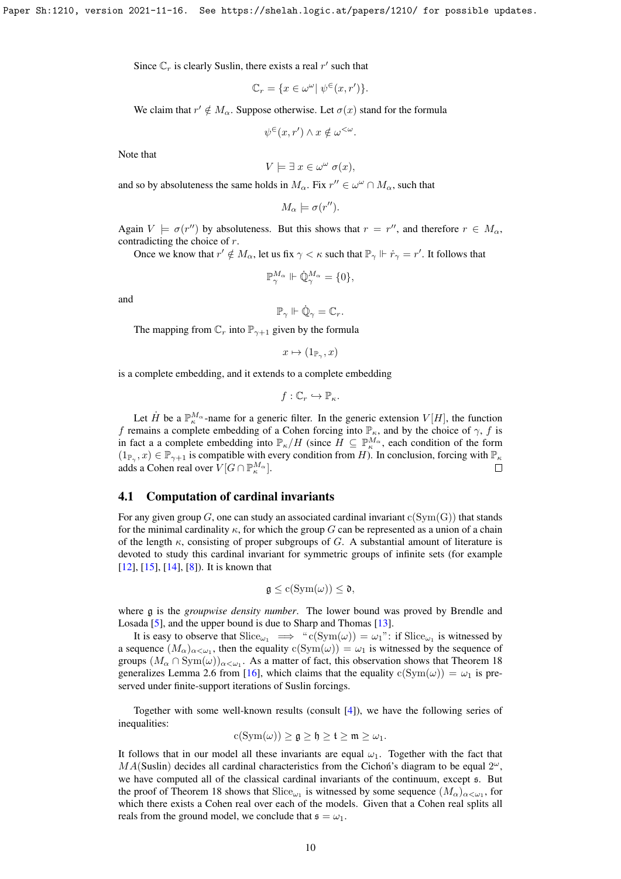Since $\mathbb{C}_r$ is clearly Suslin, there exists a real $r'$ such that

$$\mathbb{C}_r = \{x \in \omega^\omega \mid \psi^\in(x, r')\}.$$

We claim that $r' \notin M_\alpha$. Suppose otherwise. Let $\sigma(x)$ stand for the formula

$$\psi^\in(x, r') \wedge x \notin \omega^{<\omega}.$$

Note that

$$V \models \exists\, x \in \omega^\omega\ \sigma(x),$$

and so by absoluteness the same holds in $M_\alpha$. Fix $r'' \in \omega^\omega \cap M_\alpha$, such that

$$M_\alpha \models \sigma(r'').$$

Again $V \models \sigma(r'')$ by absoluteness. But this shows that $r = r''$, and therefore $r \in M_\alpha$, contradicting the choice of $r$.

Once we know that $r' \notin M_\alpha$, let us fix $\gamma < \kappa$ such that $\mathbb{P}_\gamma \Vdash \dot{r}_\gamma = r'$. It follows that

$$\mathbb{P}_\gamma^{M_\alpha} \Vdash \dot{\mathbb{Q}}_\gamma^{M_\alpha} = \{0\},$$

and

$$\mathbb{P}_\gamma \Vdash \dot{\mathbb{Q}}_\gamma = \mathbb{C}_r.$$

The mapping from $\mathbb{C}_r$ into $\mathbb{P}_{\gamma+1}$ given by the formula

$$x \mapsto (1_{\mathbb{P}_\gamma}, x)$$

is a complete embedding, and it extends to a complete embedding

$$f : \mathbb{C}_r \hookrightarrow \mathbb{P}_\kappa.$$

Let $\dot{H}$ be a $\mathbb{P}_\kappa^{M_\alpha}$-name for a generic filter. In the generic extension $V[H]$, the function $f$ remains a complete embedding of a Cohen forcing into $\mathbb{P}_\kappa$, and by the choice of $\gamma$, $f$ is in fact a complete embedding into $\mathbb{P}_\kappa/H$ (since $H \subseteq \mathbb{P}_\kappa^{M_\alpha}$, each condition of the form $(1_{\mathbb{P}_\gamma}, x) \in \mathbb{P}_{\gamma+1}$ is compatible with every condition from $H$). In conclusion, forcing with $\mathbb{P}_\kappa$ adds a Cohen real over $V[G \cap \mathbb{P}_\kappa^{M_\alpha}]$. □

## 4.1 Computation of cardinal invariants

For any given group $G$, one can study an associated cardinal invariant $\mathrm{c}(\mathrm{Sym(G)})$ that stands for the minimal cardinality $\kappa$, for which the group $G$ can be represented as a union of a chain of the length $\kappa$, consisting of proper subgroups of $G$. A substantial amount of literature is devoted to study this cardinal invariant for symmetric groups of infinite sets (for example [12], [15], [14], [8]). It is known that

$$\mathfrak{g} \leq \mathrm{c}(\mathrm{Sym}(\omega)) \leq \mathfrak{d},$$

where $\mathfrak{g}$ is the *groupwise density number*. The lower bound was proved by Brendle and Losada [5], and the upper bound is due to Sharp and Thomas [13].

It is easy to observe that $\mathrm{Slice}_{\omega_1} \implies$ "$\mathrm{c}(\mathrm{Sym}(\omega)) = \omega_1$": if $\mathrm{Slice}_{\omega_1}$ is witnessed by a sequence $(M_\alpha)_{\alpha<\omega_1}$, then the equality $\mathrm{c}(\mathrm{Sym}(\omega)) = \omega_1$ is witnessed by the sequence of groups $(M_\alpha \cap \mathrm{Sym}(\omega))_{\alpha<\omega_1}$. As a matter of fact, this observation shows that Theorem 18 generalizes Lemma 2.6 from [16], which claims that the equality $\mathrm{c}(\mathrm{Sym}(\omega)) = \omega_1$ is preserved under finite-support iterations of Suslin forcings.

Together with some well-known results (consult [4]), we have the following series of inequalities:

$$\mathrm{c}(\mathrm{Sym}(\omega)) \geq \mathfrak{g} \geq \mathfrak{h} \geq \mathfrak{t} \geq \mathfrak{m} \geq \omega_1.$$

It follows that in our model all these invariants are equal $\omega_1$. Together with the fact that $MA(\mathrm{Suslin})$ decides all cardinal characteristics from the Cichoń's diagram to be equal $2^\omega$, we have computed all of the classical cardinal invariants of the continuum, except $\mathfrak{s}$. But the proof of Theorem 18 shows that $\mathrm{Slice}_{\omega_1}$ is witnessed by some sequence $(M_\alpha)_{\alpha<\omega_1}$, for which there exists a Cohen real over each of the models. Given that a Cohen real splits all reals from the ground model, we conclude that $\mathfrak{s} = \omega_1$.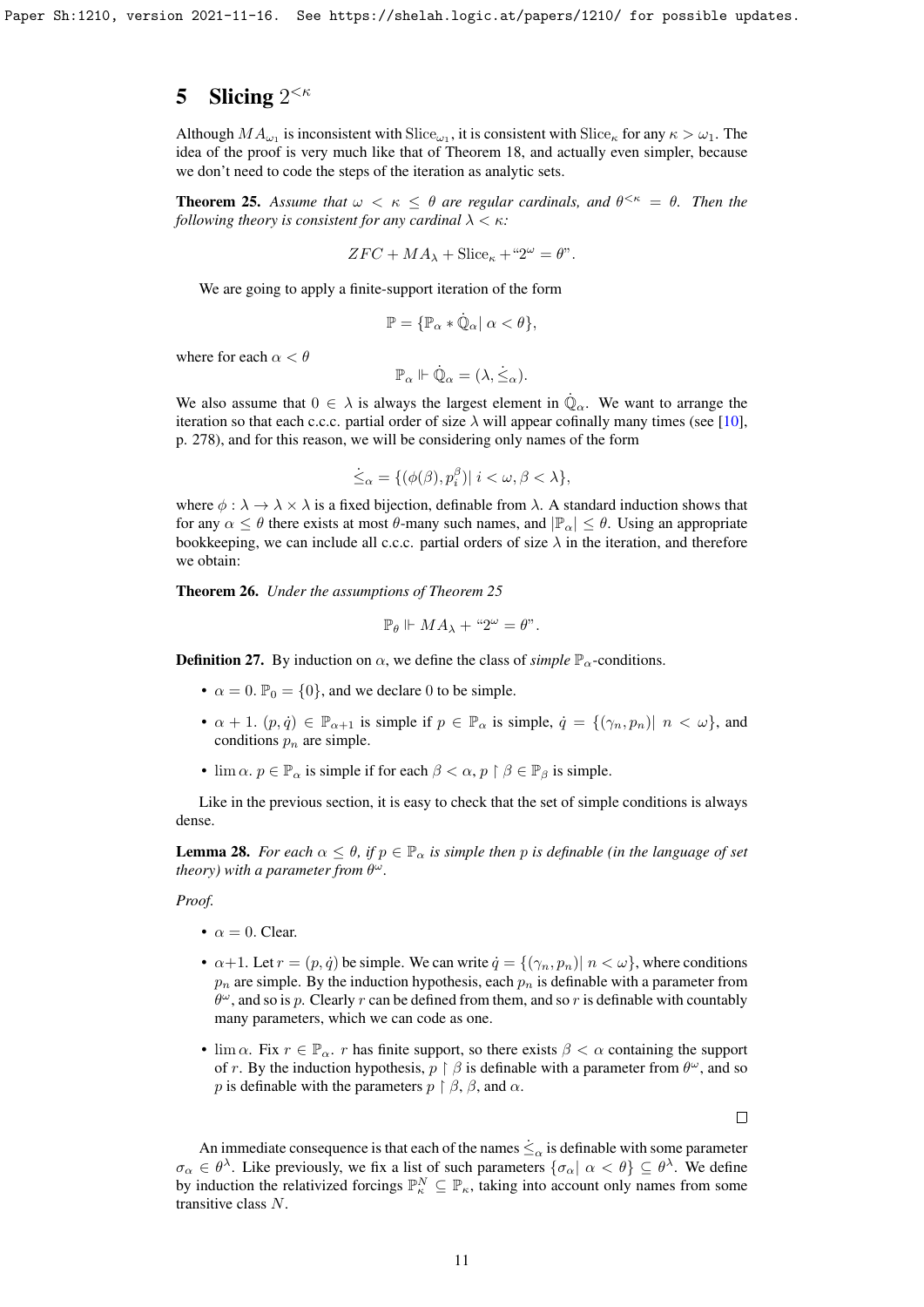## 5 Slicing $2^{<\kappa}$

Although $MA_{\omega_1}$ is inconsistent with $\mathrm{Slice}_{\omega_1}$, it is consistent with $\mathrm{Slice}_\kappa$ for any $\kappa > \omega_1$. The idea of the proof is very much like that of Theorem 18, and actually even simpler, because we don't need to code the steps of the iteration as analytic sets.

**Theorem 25.** *Assume that $\omega < \kappa \leq \theta$ are regular cardinals, and $\theta^{<\kappa} = \theta$. Then the following theory is consistent for any cardinal $\lambda < \kappa$:*

$$ZFC + MA_\lambda + \mathrm{Slice}_\kappa + \text{“}2^\omega = \theta\text{”}.$$

We are going to apply a finite-support iteration of the form

$$\mathbb{P} = \{\mathbb{P}_\alpha * \dot{\mathbb{Q}}_\alpha |\ \alpha < \theta\},$$

where for each $\alpha < \theta$

$$\mathbb{P}_\alpha \Vdash \dot{\mathbb{Q}}_\alpha = (\lambda, \dot{\leq}_\alpha).$$

We also assume that $0 \in \lambda$ is always the largest element in $\dot{\mathbb{Q}}_\alpha$. We want to arrange the iteration so that each c.c.c. partial order of size $\lambda$ will appear cofinally many times (see [10], p. 278), and for this reason, we will be considering only names of the form

$$\dot{\leq}_\alpha = \{(\phi(\beta), p_i^\beta)|\ i < \omega, \beta < \lambda\},$$

where $\phi : \lambda \to \lambda \times \lambda$ is a fixed bijection, definable from $\lambda$. A standard induction shows that for any $\alpha \leq \theta$ there exists at most $\theta$-many such names, and $|\mathbb{P}_\alpha| \leq \theta$. Using an appropriate bookkeeping, we can include all c.c.c. partial orders of size $\lambda$ in the iteration, and therefore we obtain:

**Theorem 26.** *Under the assumptions of Theorem 25*

$$\mathbb{P}_\theta \Vdash MA_\lambda + \text{“}2^\omega = \theta\text{”}.$$

**Definition 27.** By induction on $\alpha$, we define the class of *simple* $\mathbb{P}_\alpha$-conditions.

- $\alpha = 0$. $\mathbb{P}_0 = \{0\}$, and we declare 0 to be simple.
- $\alpha + 1$. $(p, \dot{q}) \in \mathbb{P}_{\alpha+1}$ is simple if $p \in \mathbb{P}_\alpha$ is simple, $\dot{q} = \{(\gamma_n, p_n)|\ n < \omega\}$, and conditions $p_n$ are simple.
- $\lim \alpha$. $p \in \mathbb{P}_\alpha$ is simple if for each $\beta < \alpha$, $p \restriction \beta \in \mathbb{P}_\beta$ is simple.

Like in the previous section, it is easy to check that the set of simple conditions is always dense.

**Lemma 28.** *For each $\alpha \leq \theta$, if $p \in \mathbb{P}_\alpha$ is simple then $p$ is definable (in the language of set theory) with a parameter from $\theta^\omega$.*

*Proof.*

- $\alpha = 0$. Clear.
- $\alpha+1$. Let $r = (p, \dot{q})$ be simple. We can write $\dot{q} = \{(\gamma_n, p_n)|\ n < \omega\}$, where conditions $p_n$ are simple. By the induction hypothesis, each $p_n$ is definable with a parameter from $\theta^\omega$, and so is $p$. Clearly $r$ can be defined from them, and so $r$ is definable with countably many parameters, which we can code as one.
- $\lim \alpha$. Fix $r \in \mathbb{P}_\alpha$. $r$ has finite support, so there exists $\beta < \alpha$ containing the support of $r$. By the induction hypothesis, $p \restriction \beta$ is definable with a parameter from $\theta^\omega$, and so $p$ is definable with the parameters $p \restriction \beta$, $\beta$, and $\alpha$.

$\square$

An immediate consequence is that each of the names $\dot{\leq}_\alpha$ is definable with some parameter $\sigma_\alpha \in \theta^\lambda$. Like previously, we fix a list of such parameters $\{\sigma_\alpha|\ \alpha < \theta\} \subseteq \theta^\lambda$. We define by induction the relativized forcings $\mathbb{P}_\kappa^N \subseteq \mathbb{P}_\kappa$, taking into account only names from some transitive class $N$.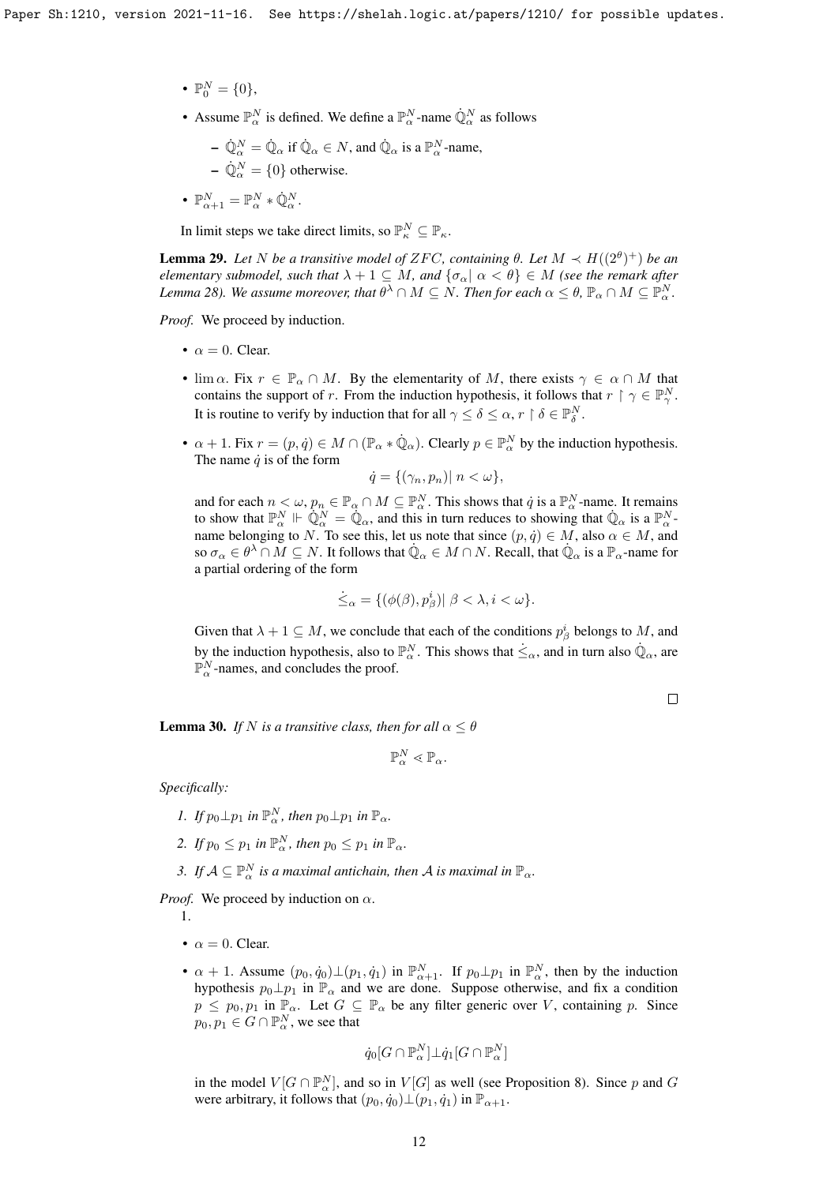- $\mathbb{P}_0^N = \{0\}$,
- Assume $\mathbb{P}_\alpha^N$ is defined. We define a $\mathbb{P}_\alpha^N$-name $\dot{\mathbb{Q}}_\alpha^N$ as follows
  - $\dot{\mathbb{Q}}_\alpha^N = \dot{\mathbb{Q}}_\alpha$ if $\dot{\mathbb{Q}}_\alpha \in N$, and $\dot{\mathbb{Q}}_\alpha$ is a $\mathbb{P}_\alpha^N$-name,
  - $\dot{\mathbb{Q}}_\alpha^N = \{0\}$ otherwise.
- $\mathbb{P}_{\alpha+1}^N = \mathbb{P}_\alpha^N * \dot{\mathbb{Q}}_\alpha^N$.

In limit steps we take direct limits, so $\mathbb{P}_\kappa^N \subseteq \mathbb{P}_\kappa$.

**Lemma 29.** *Let $N$ be a transitive model of $ZFC$, containing $\theta$. Let $M \prec H((2^\theta)^+)$ be an elementary submodel, such that $\lambda + 1 \subseteq M$, and $\{\sigma_\alpha \mid \alpha < \theta\} \in M$ (see the remark after Lemma 28). We assume moreover, that $\theta^\lambda \cap M \subseteq N$. Then for each $\alpha \leq \theta$, $\mathbb{P}_\alpha \cap M \subseteq \mathbb{P}_\alpha^N$.*

*Proof.* We proceed by induction.

- $\alpha = 0$. Clear.
- $\lim \alpha$. Fix $r \in \mathbb{P}_\alpha \cap M$. By the elementarity of $M$, there exists $\gamma \in \alpha \cap M$ that contains the support of $r$. From the induction hypothesis, it follows that $r \restriction \gamma \in \mathbb{P}_\gamma^N$. It is routine to verify by induction that for all $\gamma \leq \delta \leq \alpha$, $r \restriction \delta \in \mathbb{P}_\delta^N$.
- $\alpha + 1$. Fix $r = (p, \dot{q}) \in M \cap (\mathbb{P}_\alpha * \dot{\mathbb{Q}}_\alpha)$. Clearly $p \in \mathbb{P}_\alpha^N$ by the induction hypothesis. The name $\dot{q}$ is of the form
$$\dot{q} = \{(\gamma_n, p_n) \mid n < \omega\},$$
and for each $n < \omega$, $p_n \in \mathbb{P}_\alpha \cap M \subseteq \mathbb{P}_\alpha^N$. This shows that $\dot{q}$ is a $\mathbb{P}_\alpha^N$-name. It remains to show that $\mathbb{P}_\alpha^N \Vdash \dot{\mathbb{Q}}_\alpha^N = \dot{\mathbb{Q}}_\alpha$, and this in turn reduces to showing that $\dot{\mathbb{Q}}_\alpha$ is a $\mathbb{P}_\alpha^N$-name belonging to $N$. To see this, let us note that since $(p, \dot{q}) \in M$, also $\alpha \in M$, and so $\sigma_\alpha \in \theta^\lambda \cap M \subseteq N$. It follows that $\dot{\mathbb{Q}}_\alpha \in M \cap N$. Recall, that $\dot{\mathbb{Q}}_\alpha$ is a $\mathbb{P}_\alpha$-name for a partial ordering of the form
$$\dot{\leq}_\alpha = \{(\phi(\beta), p_\beta^i) \mid \beta < \lambda, i < \omega\}.$$
Given that $\lambda + 1 \subseteq M$, we conclude that each of the conditions $p_\beta^i$ belongs to $M$, and by the induction hypothesis, also to $\mathbb{P}_\alpha^N$. This shows that $\dot{\leq}_\alpha$, and in turn also $\dot{\mathbb{Q}}_\alpha$, are $\mathbb{P}_\alpha^N$-names, and concludes the proof.

$\square$

**Lemma 30.** *If $N$ is a transitive class, then for all $\alpha \leq \theta$*
$$\mathbb{P}_\alpha^N \lessdot \mathbb{P}_\alpha.$$
*Specifically:*

1. *If $p_0 \perp p_1$ in $\mathbb{P}_\alpha^N$, then $p_0 \perp p_1$ in $\mathbb{P}_\alpha$.*
2. *If $p_0 \leq p_1$ in $\mathbb{P}_\alpha^N$, then $p_0 \leq p_1$ in $\mathbb{P}_\alpha$.*
3. *If $\mathcal{A} \subseteq \mathbb{P}_\alpha^N$ is a maximal antichain, then $\mathcal{A}$ is maximal in $\mathbb{P}_\alpha$.*

*Proof.* We proceed by induction on $\alpha$.

1.

- $\alpha = 0$. Clear.
- $\alpha + 1$. Assume $(p_0, \dot{q}_0) \perp (p_1, \dot{q}_1)$ in $\mathbb{P}_{\alpha+1}^N$. If $p_0 \perp p_1$ in $\mathbb{P}_\alpha^N$, then by the induction hypothesis $p_0 \perp p_1$ in $\mathbb{P}_\alpha$ and we are done. Suppose otherwise, and fix a condition $p \leq p_0, p_1$ in $\mathbb{P}_\alpha$. Let $G \subseteq \mathbb{P}_\alpha$ be any filter generic over $V$, containing $p$. Since $p_0, p_1 \in G \cap \mathbb{P}_\alpha^N$, we see that
$$\dot{q}_0[G \cap \mathbb{P}_\alpha^N] \perp \dot{q}_1[G \cap \mathbb{P}_\alpha^N]$$
in the model $V[G \cap \mathbb{P}_\alpha^N]$, and so in $V[G]$ as well (see Proposition 8). Since $p$ and $G$ were arbitrary, it follows that $(p_0, \dot{q}_0) \perp (p_1, \dot{q}_1)$ in $\mathbb{P}_{\alpha+1}$.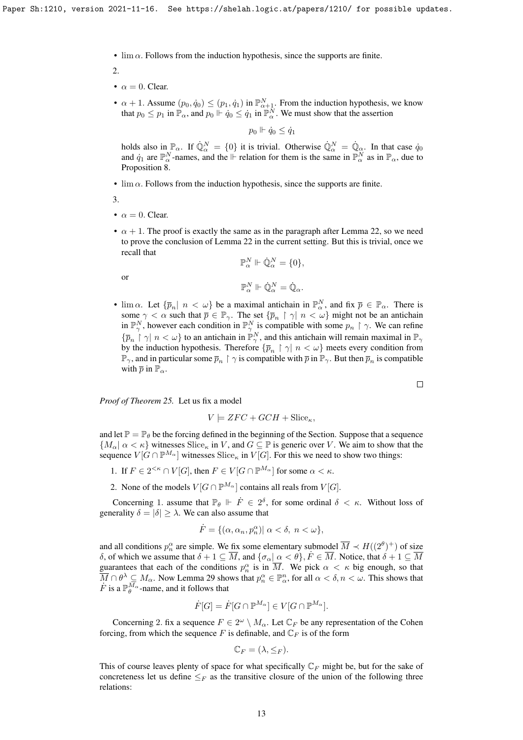- $\lim \alpha$. Follows from the induction hypothesis, since the supports are finite.

2.

- $\alpha = 0$. Clear.
- $\alpha + 1$. Assume $(p_0, \dot{q}_0) \leq (p_1, \dot{q}_1)$ in $\mathbb{P}^N_{\alpha+1}$. From the induction hypothesis, we know that $p_0 \leq p_1$ in $\mathbb{P}_\alpha$, and $p_0 \Vdash \dot{q}_0 \leq \dot{q}_1$ in $\mathbb{P}^N_\alpha$. We must show that the assertion

$$p_0 \Vdash \dot{q}_0 \leq \dot{q}_1$$

holds also in $\mathbb{P}_\alpha$. If $\dot{\mathbb{Q}}^N_\alpha = \{0\}$ it is trivial. Otherwise $\dot{\mathbb{Q}}^N_\alpha = \dot{\mathbb{Q}}_\alpha$. In that case $\dot{q}_0$ and $\dot{q}_1$ are $\mathbb{P}^N_\alpha$-names, and the $\Vdash$ relation for them is the same in $\mathbb{P}^N_\alpha$ as in $\mathbb{P}_\alpha$, due to Proposition 8.
- $\lim \alpha$. Follows from the induction hypothesis, since the supports are finite.

3.

- $\alpha = 0$. Clear.
- $\alpha + 1$. The proof is exactly the same as in the paragraph after Lemma 22, so we need to prove the conclusion of Lemma 22 in the current setting. But this is trivial, once we recall that

$$\mathbb{P}^N_\alpha \Vdash \dot{\mathbb{Q}}^N_\alpha = \{0\},$$

or

$$\mathbb{P}^N_\alpha \Vdash \dot{\mathbb{Q}}^N_\alpha = \dot{\mathbb{Q}}_\alpha.$$
- $\lim \alpha$. Let $\{\overline{p}_n |\ n < \omega\}$ be a maximal antichain in $\mathbb{P}^N_\alpha$, and fix $\overline{p} \in \mathbb{P}_\alpha$. There is some $\gamma < \alpha$ such that $\overline{p} \in \mathbb{P}_\gamma$. The set $\{\overline{p}_n \restriction \gamma |\ n < \omega\}$ might not be an antichain in $\mathbb{P}^N_\gamma$, however each condition in $\mathbb{P}^N_\gamma$ is compatible with some $p_n \restriction \gamma$. We can refine $\{\overline{p}_n \restriction \gamma |\ n < \omega\}$ to an antichain in $\mathbb{P}^N_\gamma$, and this antichain will remain maximal in $\mathbb{P}_\gamma$ by the induction hypothesis. Therefore $\{\overline{p}_n \restriction \gamma |\ n < \omega\}$ meets every condition from $\mathbb{P}_\gamma$, and in particular some $\overline{p}_n \restriction \gamma$ is compatible with $\overline{p}$ in $\mathbb{P}_\gamma$. But then $\overline{p}_n$ is compatible with $\overline{p}$ in $\mathbb{P}_\alpha$.

□

*Proof of Theorem 25.* Let us fix a model

$$V \models ZFC + GCH + \text{Slice}_\kappa,$$

and let $\mathbb{P} = \mathbb{P}_\theta$ be the forcing defined in the beginning of the Section. Suppose that a sequence $\{M_\alpha |\ \alpha < \kappa\}$ witnesses $\text{Slice}_\kappa$ in $V$, and $G \subseteq \mathbb{P}$ is generic over $V$. We aim to show that the sequence $V[G \cap \mathbb{P}^{M_\alpha}]$ witnesses $\text{Slice}_\kappa$ in $V[G]$. For this we need to show two things:

1. If $F \in 2^{<\kappa} \cap V[G]$, then $F \in V[G \cap \mathbb{P}^{M_\alpha}]$ for some $\alpha < \kappa$.
2. None of the models $V[G \cap \mathbb{P}^{M_\alpha}]$ contains all reals from $V[G]$.

Concerning 1. assume that $\mathbb{P}_\theta \Vdash \dot{F} \in 2^\delta$, for some ordinal $\delta < \kappa$. Without loss of generality $\delta = |\delta| \geq \lambda$. We can also assume that

$$\dot{F} = \{(\alpha, \alpha_n, p^\alpha_n)|\ \alpha < \delta,\ n < \omega\},$$

and all conditions $p^\alpha_n$ are simple. We fix some elementary submodel $\overline{M} \prec H((2^\theta)^+)$ of size $\delta$, of which we assume that $\delta + 1 \subseteq \overline{M}$, and $\{\sigma_\alpha |\ \alpha < \theta\}, \dot{F} \in \overline{M}$. Notice, that $\delta + 1 \subseteq \overline{M}$ guarantees that each of the conditions $p^\alpha_n$ is in $\overline{M}$. We pick $\alpha < \kappa$ big enough, so that $\overline{M} \cap \theta^\lambda \subseteq M_\alpha$. Now Lemma 29 shows that $p^\alpha_n \in \mathbb{P}^n_\alpha$, for all $\alpha < \delta, n < \omega$. This shows that $\dot{F}$ is a $\mathbb{P}^{M_\alpha}_\theta$-name, and it follows that

$$\dot{F}[G] = \dot{F}[G \cap \mathbb{P}^{M_\alpha}] \in V[G \cap \mathbb{P}^{M_\alpha}].$$

Concerning 2. fix a sequence $F \in 2^\omega \setminus M_\alpha$. Let $\mathbb{C}_F$ be any representation of the Cohen forcing, from which the sequence $F$ is definable, and $\mathbb{C}_F$ is of the form

$$\mathbb{C}_F = (\lambda, \leq_F).$$

This of course leaves plenty of space for what specifically $\mathbb{C}_F$ might be, but for the sake of concreteness let us define $\leq_F$ as the transitive closure of the union of the following three relations: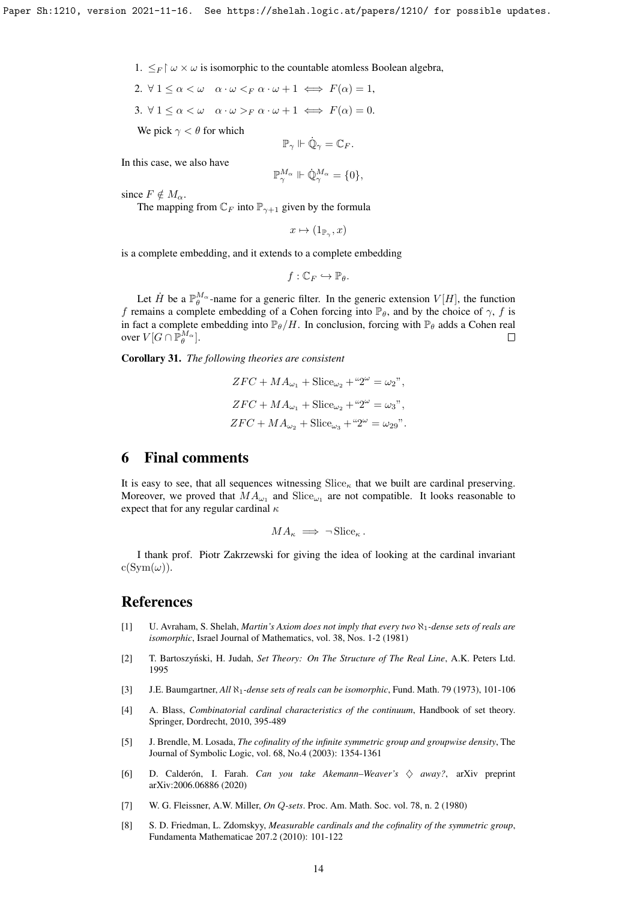1. $\leq_F \restriction \omega \times \omega$ is isomorphic to the countable atomless Boolean algebra,
2. $\forall\, 1 \leq \alpha < \omega \quad \alpha \cdot \omega <_F \alpha \cdot \omega + 1 \iff F(\alpha) = 1$,
3. $\forall\, 1 \leq \alpha < \omega \quad \alpha \cdot \omega >_F \alpha \cdot \omega + 1 \iff F(\alpha) = 0$.

We pick $\gamma < \theta$ for which

$$\mathbb{P}_\gamma \Vdash \dot{\mathbb{Q}}_\gamma = \mathbb{C}_F.$$

In this case, we also have

$$\mathbb{P}_\gamma^{M_\alpha} \Vdash \dot{\mathbb{Q}}_\gamma^{M_\alpha} = \{0\},$$

since $F \notin M_\alpha$.

The mapping from $\mathbb{C}_F$ into $\mathbb{P}_{\gamma+1}$ given by the formula

$$x \mapsto (1_{\mathbb{P}_\gamma}, x)$$

is a complete embedding, and it extends to a complete embedding

$$f : \mathbb{C}_F \hookrightarrow \mathbb{P}_\theta.$$

Let $\dot{H}$ be a $\mathbb{P}_\theta^{M_\alpha}$-name for a generic filter. In the generic extension $V[H]$, the function $f$ remains a complete embedding of a Cohen forcing into $\mathbb{P}_\theta$, and by the choice of $\gamma$, $f$ is in fact a complete embedding into $\mathbb{P}_\theta / H$. In conclusion, forcing with $\mathbb{P}_\theta$ adds a Cohen real over $V[G \cap \mathbb{P}_\theta^{M_\alpha}]$. $\square$

**Corollary 31.** *The following theories are consistent*

$$ZFC + MA_{\omega_1} + \mathrm{Slice}_{\omega_2} + \text{“}2^\omega = \omega_2\text{”},$$

$$ZFC + MA_{\omega_1} + \mathrm{Slice}_{\omega_2} + \text{“}2^\omega = \omega_3\text{”},$$

$$ZFC + MA_{\omega_2} + \mathrm{Slice}_{\omega_3} + \text{“}2^\omega = \omega_{29}\text{”}.$$

## 6 Final comments

It is easy to see, that all sequences witnessing $\mathrm{Slice}_\kappa$ that we built are cardinal preserving. Moreover, we proved that $MA_{\omega_1}$ and $\mathrm{Slice}_{\omega_1}$ are not compatible. It looks reasonable to expect that for any regular cardinal $\kappa$

$$MA_\kappa \implies \neg\, \mathrm{Slice}_\kappa .$$

I thank prof. Piotr Zakrzewski for giving the idea of looking at the cardinal invariant $\mathrm{c}(\mathrm{Sym}(\omega))$.

## References

[1] U. Avraham, S. Shelah, *Martin's Axiom does not imply that every two $\aleph_1$-dense sets of reals are isomorphic*, Israel Journal of Mathematics, vol. 38, Nos. 1-2 (1981)

[2] T. Bartoszyński, H. Judah, *Set Theory: On The Structure of The Real Line*, A.K. Peters Ltd. 1995

[3] J.E. Baumgartner, *All $\aleph_1$-dense sets of reals can be isomorphic*, Fund. Math. 79 (1973), 101-106

[4] A. Blass, *Combinatorial cardinal characteristics of the continuum*, Handbook of set theory. Springer, Dordrecht, 2010, 395-489

[5] J. Brendle, M. Losada, *The cofinality of the infinite symmetric group and groupwise density*, The Journal of Symbolic Logic, vol. 68, No.4 (2003): 1354-1361

[6] D. Calderón, I. Farah. *Can you take Akemann–Weaver's $\diamondsuit$ away?*, arXiv preprint arXiv:2006.06886 (2020)

[7] W. G. Fleissner, A.W. Miller, *On Q-sets*. Proc. Am. Math. Soc. vol. 78, n. 2 (1980)

[8] S. D. Friedman, L. Zdomskyy, *Measurable cardinals and the cofinality of the symmetric group*, Fundamenta Mathematicae 207.2 (2010): 101-122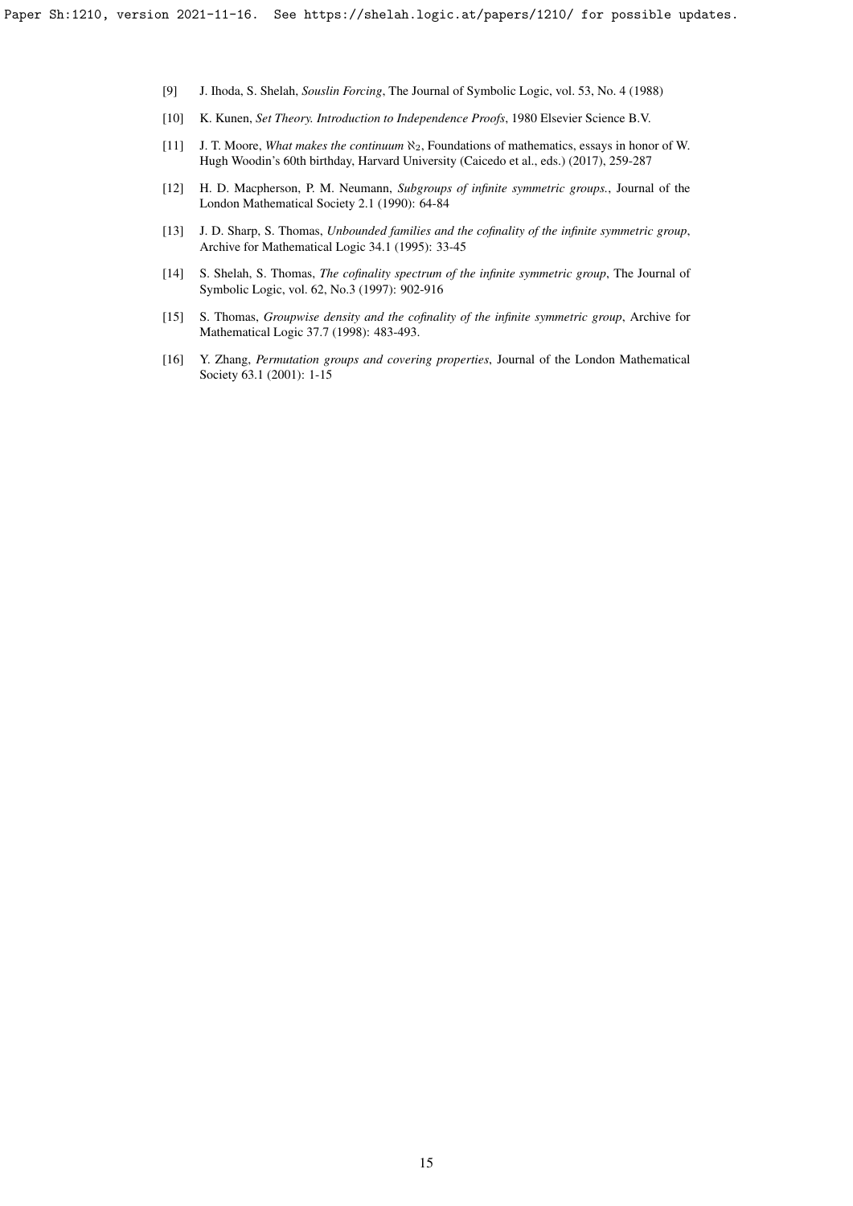[9] J. Ihoda, S. Shelah, *Souslin Forcing*, The Journal of Symbolic Logic, vol. 53, No. 4 (1988)

[10] K. Kunen, *Set Theory. Introduction to Independence Proofs*, 1980 Elsevier Science B.V.

[11] J. T. Moore, *What makes the continuum* $\aleph_2$, Foundations of mathematics, essays in honor of W. Hugh Woodin's 60th birthday, Harvard University (Caicedo et al., eds.) (2017), 259-287

[12] H. D. Macpherson, P. M. Neumann, *Subgroups of infinite symmetric groups.*, Journal of the London Mathematical Society 2.1 (1990): 64-84

[13] J. D. Sharp, S. Thomas, *Unbounded families and the cofinality of the infinite symmetric group*, Archive for Mathematical Logic 34.1 (1995): 33-45

[14] S. Shelah, S. Thomas, *The cofinality spectrum of the infinite symmetric group*, The Journal of Symbolic Logic, vol. 62, No.3 (1997): 902-916

[15] S. Thomas, *Groupwise density and the cofinality of the infinite symmetric group*, Archive for Mathematical Logic 37.7 (1998): 483-493.

[16] Y. Zhang, *Permutation groups and covering properties*, Journal of the London Mathematical Society 63.1 (2001): 1-15